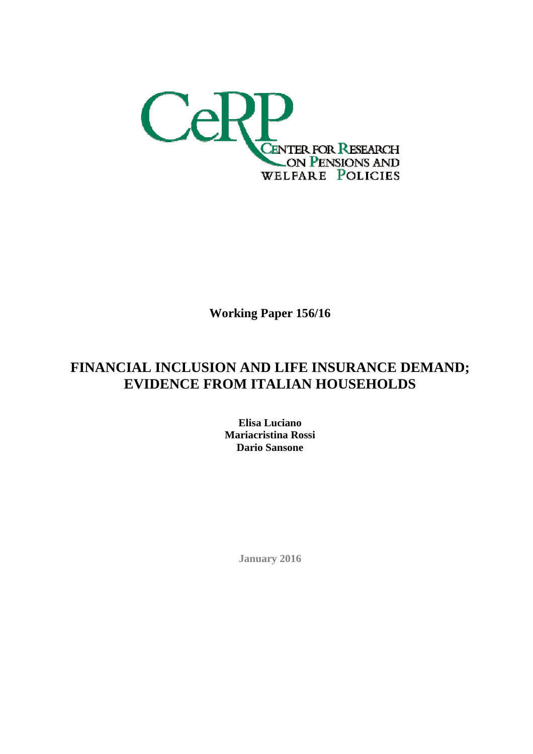CeRP

CENTER FOR RESEARCH ON PENSIONS AND WELFARE POLICIES

**Working Paper 156/16**

# FINANCIAL INCLUSION AND LIFE INSURANCE DEMAND; EVIDENCE FROM ITALIAN HOUSEHOLDS

**Elisa Luciano**
**Mariacristina Rossi**
**Dario Sansone**

January 2016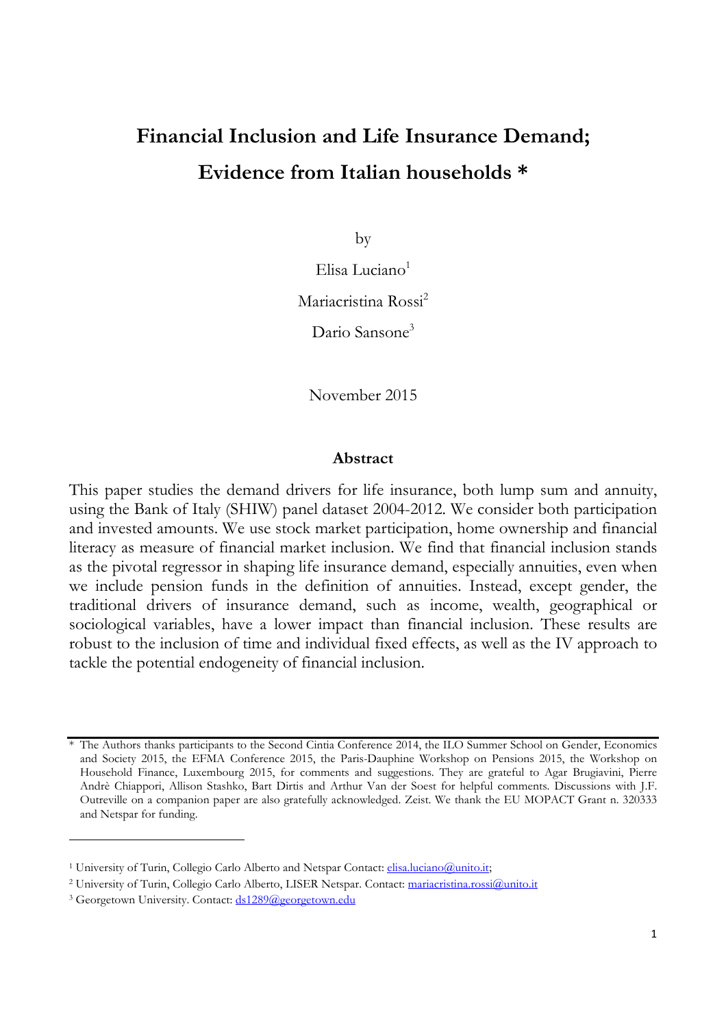# Financial Inclusion and Life Insurance Demand; Evidence from Italian households *

by

Elisa Luciano[1]

Mariacristina Rossi[2]

Dario Sansone[3]

November 2015

## Abstract

This paper studies the demand drivers for life insurance, both lump sum and annuity, using the Bank of Italy (SHIW) panel dataset 2004-2012. We consider both participation and invested amounts. We use stock market participation, home ownership and financial literacy as measure of financial market inclusion. We find that financial inclusion stands as the pivotal regressor in shaping life insurance demand, especially annuities, even when we include pension funds in the definition of annuities. Instead, except gender, the traditional drivers of insurance demand, such as income, wealth, geographical or sociological variables, have a lower impact than financial inclusion. These results are robust to the inclusion of time and individual fixed effects, as well as the IV approach to tackle the potential endogeneity of financial inclusion.

---

* The Authors thanks participants to the Second Cintia Conference 2014, the ILO Summer School on Gender, Economics and Society 2015, the EFMA Conference 2015, the Paris-Dauphine Workshop on Pensions 2015, the Workshop on Household Finance, Luxembourg 2015, for comments and suggestions. They are grateful to Agar Brugiavini, Pierre Andrè Chiappori, Allison Stashko, Bart Dirtis and Arthur Van der Soest for helpful comments. Discussions with J.F. Outreville on a companion paper are also gratefully acknowledged. Zeist. We thank the EU MOPACT Grant n. 320333 and Netspar for funding.

[1] University of Turin, Collegio Carlo Alberto and Netspar Contact: elisa.luciano@unito.it;

[2] University of Turin, Collegio Carlo Alberto, LISER Netspar. Contact: mariacristina.rossi@unito.it

[3] Georgetown University. Contact: ds1289@georgetown.edu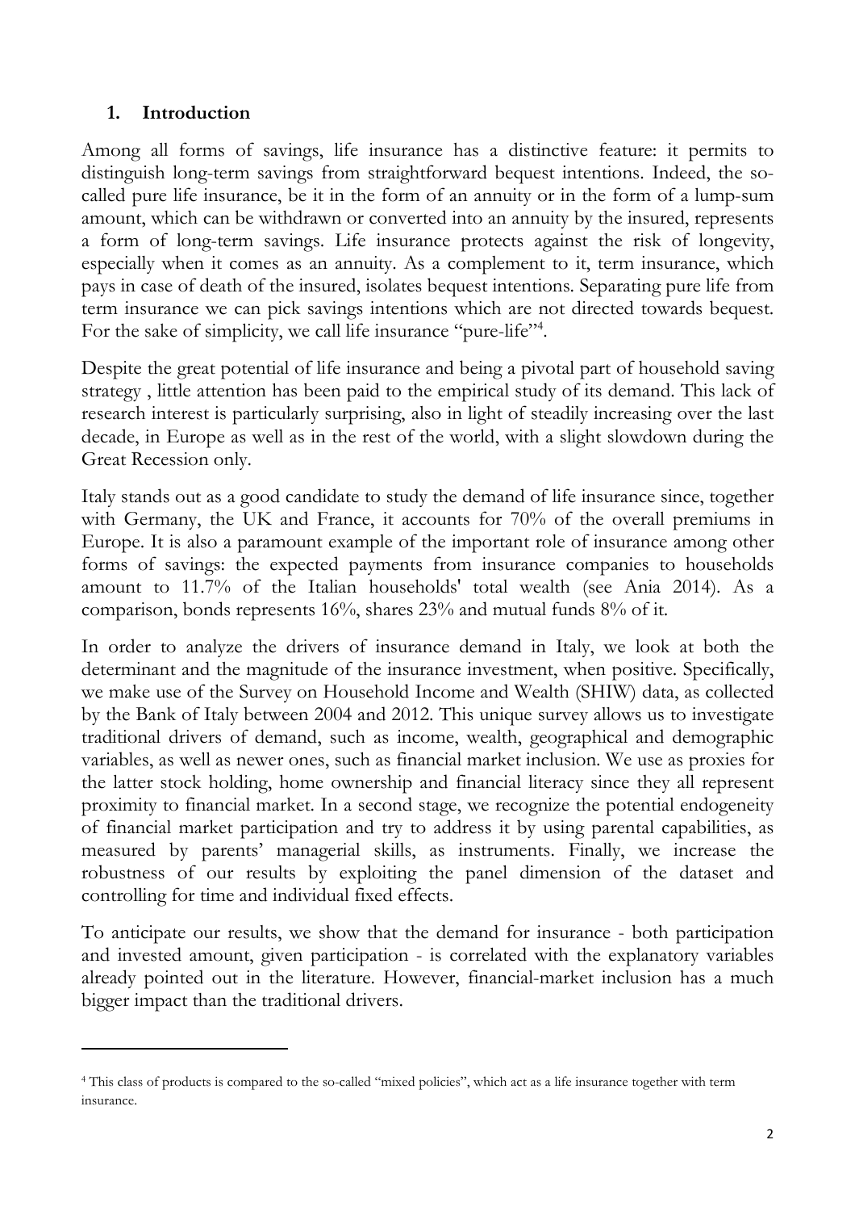## 1. Introduction

Among all forms of savings, life insurance has a distinctive feature: it permits to distinguish long-term savings from straightforward bequest intentions. Indeed, the so-called pure life insurance, be it in the form of an annuity or in the form of a lump-sum amount, which can be withdrawn or converted into an annuity by the insured, represents a form of long-term savings. Life insurance protects against the risk of longevity, especially when it comes as an annuity. As a complement to it, term insurance, which pays in case of death of the insured, isolates bequest intentions. Separating pure life from term insurance we can pick savings intentions which are not directed towards bequest. For the sake of simplicity, we call life insurance "pure-life"[4].

Despite the great potential of life insurance and being a pivotal part of household saving strategy , little attention has been paid to the empirical study of its demand. This lack of research interest is particularly surprising, also in light of steadily increasing over the last decade, in Europe as well as in the rest of the world, with a slight slowdown during the Great Recession only.

Italy stands out as a good candidate to study the demand of life insurance since, together with Germany, the UK and France, it accounts for 70% of the overall premiums in Europe. It is also a paramount example of the important role of insurance among other forms of savings: the expected payments from insurance companies to households amount to 11.7% of the Italian households' total wealth (see Ania 2014). As a comparison, bonds represents 16%, shares 23% and mutual funds 8% of it.

In order to analyze the drivers of insurance demand in Italy, we look at both the determinant and the magnitude of the insurance investment, when positive. Specifically, we make use of the Survey on Household Income and Wealth (SHIW) data, as collected by the Bank of Italy between 2004 and 2012. This unique survey allows us to investigate traditional drivers of demand, such as income, wealth, geographical and demographic variables, as well as newer ones, such as financial market inclusion. We use as proxies for the latter stock holding, home ownership and financial literacy since they all represent proximity to financial market. In a second stage, we recognize the potential endogeneity of financial market participation and try to address it by using parental capabilities, as measured by parents' managerial skills, as instruments. Finally, we increase the robustness of our results by exploiting the panel dimension of the dataset and controlling for time and individual fixed effects.

To anticipate our results, we show that the demand for insurance - both participation and invested amount, given participation - is correlated with the explanatory variables already pointed out in the literature. However, financial-market inclusion has a much bigger impact than the traditional drivers.

---

[4] This class of products is compared to the so-called "mixed policies", which act as a life insurance together with term insurance.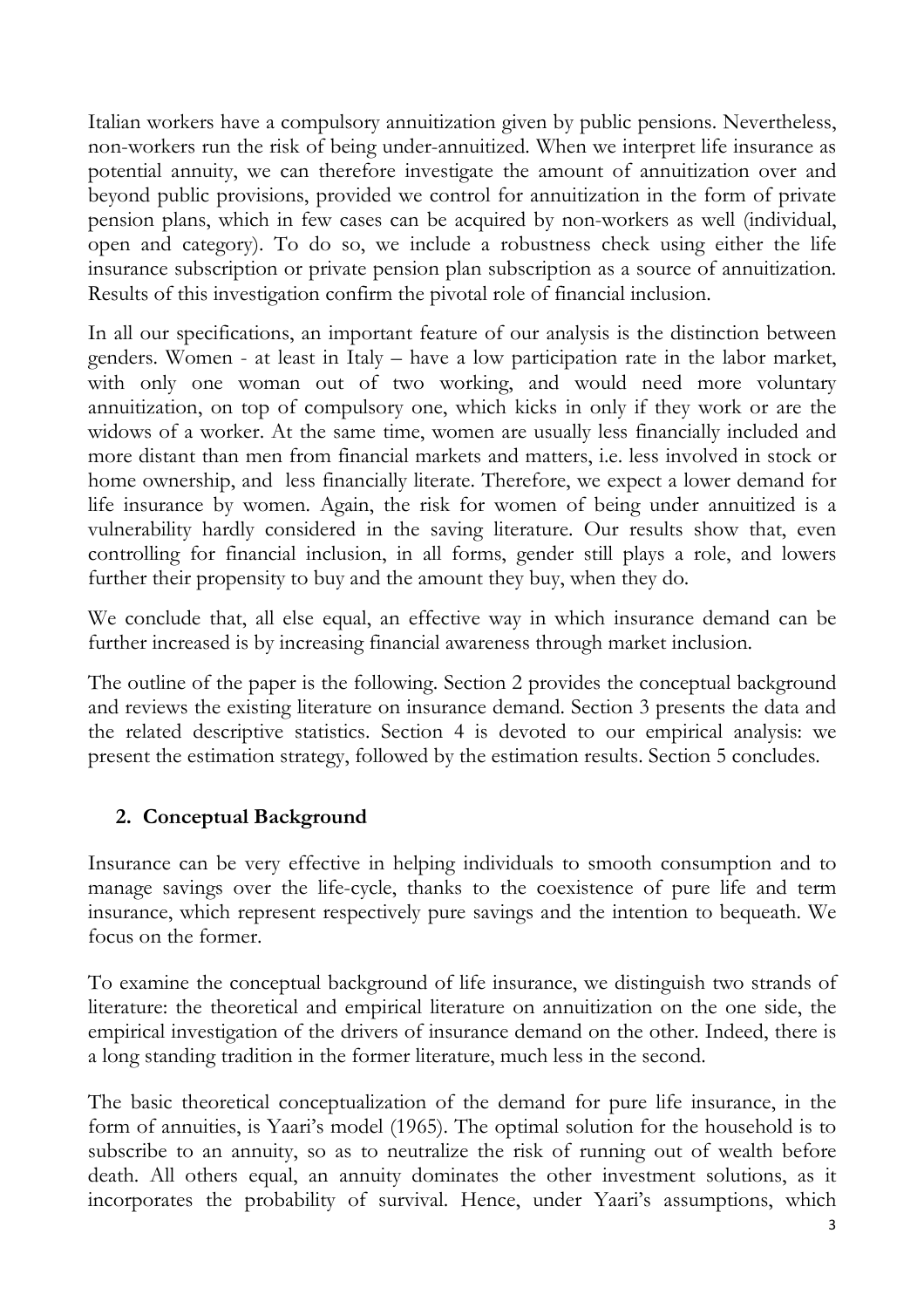Italian workers have a compulsory annuitization given by public pensions. Nevertheless, non-workers run the risk of being under-annuitized. When we interpret life insurance as potential annuity, we can therefore investigate the amount of annuitization over and beyond public provisions, provided we control for annuitization in the form of private pension plans, which in few cases can be acquired by non-workers as well (individual, open and category). To do so, we include a robustness check using either the life insurance subscription or private pension plan subscription as a source of annuitization. Results of this investigation confirm the pivotal role of financial inclusion.

In all our specifications, an important feature of our analysis is the distinction between genders. Women - at least in Italy – have a low participation rate in the labor market, with only one woman out of two working, and would need more voluntary annuitization, on top of compulsory one, which kicks in only if they work or are the widows of a worker. At the same time, women are usually less financially included and more distant than men from financial markets and matters, i.e. less involved in stock or home ownership, and less financially literate. Therefore, we expect a lower demand for life insurance by women. Again, the risk for women of being under annuitized is a vulnerability hardly considered in the saving literature. Our results show that, even controlling for financial inclusion, in all forms, gender still plays a role, and lowers further their propensity to buy and the amount they buy, when they do.

We conclude that, all else equal, an effective way in which insurance demand can be further increased is by increasing financial awareness through market inclusion.

The outline of the paper is the following. Section 2 provides the conceptual background and reviews the existing literature on insurance demand. Section 3 presents the data and the related descriptive statistics. Section 4 is devoted to our empirical analysis: we present the estimation strategy, followed by the estimation results. Section 5 concludes.

## 2. Conceptual Background

Insurance can be very effective in helping individuals to smooth consumption and to manage savings over the life-cycle, thanks to the coexistence of pure life and term insurance, which represent respectively pure savings and the intention to bequeath. We focus on the former.

To examine the conceptual background of life insurance, we distinguish two strands of literature: the theoretical and empirical literature on annuitization on the one side, the empirical investigation of the drivers of insurance demand on the other. Indeed, there is a long standing tradition in the former literature, much less in the second.

The basic theoretical conceptualization of the demand for pure life insurance, in the form of annuities, is Yaari's model (1965). The optimal solution for the household is to subscribe to an annuity, so as to neutralize the risk of running out of wealth before death. All others equal, an annuity dominates the other investment solutions, as it incorporates the probability of survival. Hence, under Yaari's assumptions, which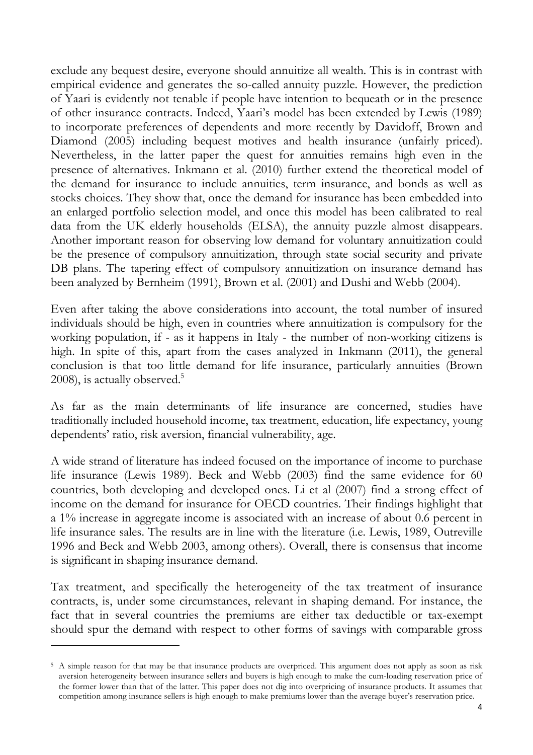exclude any bequest desire, everyone should annuitize all wealth. This is in contrast with empirical evidence and generates the so-called annuity puzzle. However, the prediction of Yaari is evidently not tenable if people have intention to bequeath or in the presence of other insurance contracts. Indeed, Yaari's model has been extended by Lewis (1989) to incorporate preferences of dependents and more recently by Davidoff, Brown and Diamond (2005) including bequest motives and health insurance (unfairly priced). Nevertheless, in the latter paper the quest for annuities remains high even in the presence of alternatives. Inkmann et al. (2010) further extend the theoretical model of the demand for insurance to include annuities, term insurance, and bonds as well as stocks choices. They show that, once the demand for insurance has been embedded into an enlarged portfolio selection model, and once this model has been calibrated to real data from the UK elderly households (ELSA), the annuity puzzle almost disappears. Another important reason for observing low demand for voluntary annuitization could be the presence of compulsory annuitization, through state social security and private DB plans. The tapering effect of compulsory annuitization on insurance demand has been analyzed by Bernheim (1991), Brown et al. (2001) and Dushi and Webb (2004).

Even after taking the above considerations into account, the total number of insured individuals should be high, even in countries where annuitization is compulsory for the working population, if - as it happens in Italy - the number of non-working citizens is high. In spite of this, apart from the cases analyzed in Inkmann (2011), the general conclusion is that too little demand for life insurance, particularly annuities (Brown 2008), is actually observed.[5]

As far as the main determinants of life insurance are concerned, studies have traditionally included household income, tax treatment, education, life expectancy, young dependents' ratio, risk aversion, financial vulnerability, age.

A wide strand of literature has indeed focused on the importance of income to purchase life insurance (Lewis 1989). Beck and Webb (2003) find the same evidence for 60 countries, both developing and developed ones. Li et al (2007) find a strong effect of income on the demand for insurance for OECD countries. Their findings highlight that a 1% increase in aggregate income is associated with an increase of about 0.6 percent in life insurance sales. The results are in line with the literature (i.e. Lewis, 1989, Outreville 1996 and Beck and Webb 2003, among others). Overall, there is consensus that income is significant in shaping insurance demand.

Tax treatment, and specifically the heterogeneity of the tax treatment of insurance contracts, is, under some circumstances, relevant in shaping demand. For instance, the fact that in several countries the premiums are either tax deductible or tax-exempt should spur the demand with respect to other forms of savings with comparable gross

[5] A simple reason for that may be that insurance products are overpriced. This argument does not apply as soon as risk aversion heterogeneity between insurance sellers and buyers is high enough to make the cum-loading reservation price of the former lower than that of the latter. This paper does not dig into overpricing of insurance products. It assumes that competition among insurance sellers is high enough to make premiums lower than the average buyer's reservation price.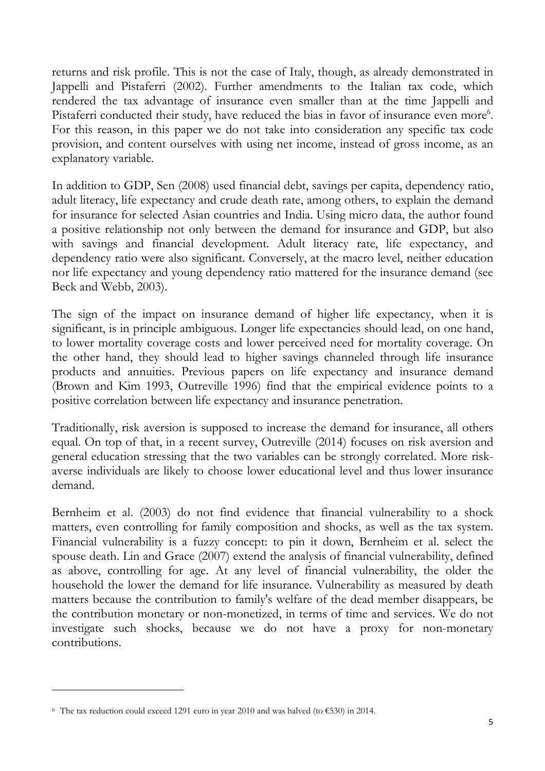returns and risk profile. This is not the case of Italy, though, as already demonstrated in Jappelli and Pistaferri (2002). Further amendments to the Italian tax code, which rendered the tax advantage of insurance even smaller than at the time Jappelli and Pistaferri conducted their study, have reduced the bias in favor of insurance even more[6]. For this reason, in this paper we do not take into consideration any specific tax code provision, and content ourselves with using net income, instead of gross income, as an explanatory variable.

In addition to GDP, Sen (2008) used financial debt, savings per capita, dependency ratio, adult literacy, life expectancy and crude death rate, among others, to explain the demand for insurance for selected Asian countries and India. Using micro data, the author found a positive relationship not only between the demand for insurance and GDP, but also with savings and financial development. Adult literacy rate, life expectancy, and dependency ratio were also significant. Conversely, at the macro level, neither education nor life expectancy and young dependency ratio mattered for the insurance demand (see Beck and Webb, 2003).

The sign of the impact on insurance demand of higher life expectancy, when it is significant, is in principle ambiguous. Longer life expectancies should lead, on one hand, to lower mortality coverage costs and lower perceived need for mortality coverage. On the other hand, they should lead to higher savings channeled through life insurance products and annuities. Previous papers on life expectancy and insurance demand (Brown and Kim 1993, Outreville 1996) find that the empirical evidence points to a positive correlation between life expectancy and insurance penetration.

Traditionally, risk aversion is supposed to increase the demand for insurance, all others equal. On top of that, in a recent survey, Outreville (2014) focuses on risk aversion and general education stressing that the two variables can be strongly correlated. More risk-averse individuals are likely to choose lower educational level and thus lower insurance demand.

Bernheim et al. (2003) do not find evidence that financial vulnerability to a shock matters, even controlling for family composition and shocks, as well as the tax system. Financial vulnerability is a fuzzy concept: to pin it down, Bernheim et al. select the spouse death. Lin and Grace (2007) extend the analysis of financial vulnerability, defined as above, controlling for age. At any level of financial vulnerability, the older the household the lower the demand for life insurance. Vulnerability as measured by death matters because the contribution to family's welfare of the dead member disappears, be the contribution monetary or non-monetized, in terms of time and services. We do not investigate such shocks, because we do not have a proxy for non-monetary contributions.

[6] The tax reduction could exceed 1291 euro in year 2010 and was halved (to €530) in 2014.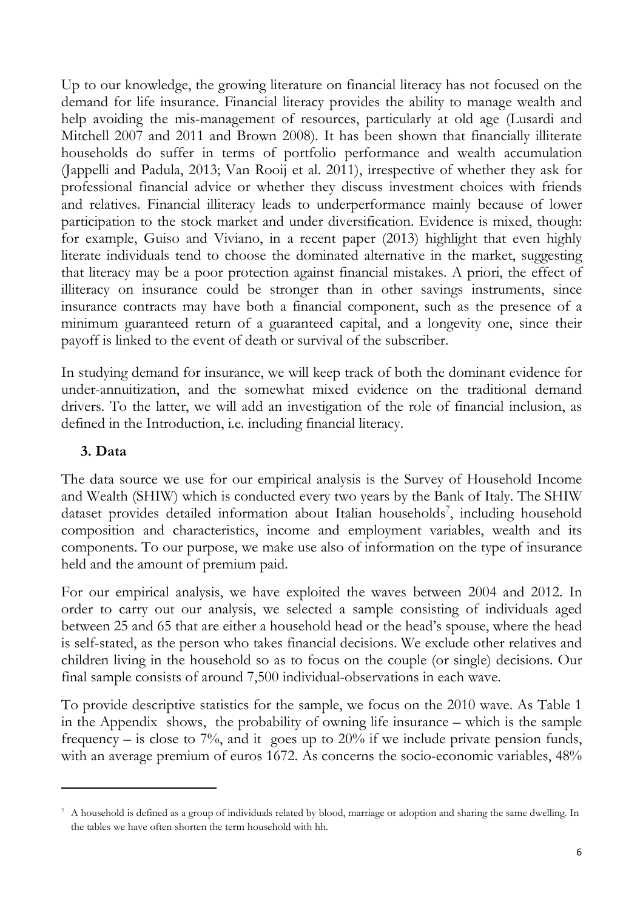Up to our knowledge, the growing literature on financial literacy has not focused on the demand for life insurance. Financial literacy provides the ability to manage wealth and help avoiding the mis-management of resources, particularly at old age (Lusardi and Mitchell 2007 and 2011 and Brown 2008). It has been shown that financially illiterate households do suffer in terms of portfolio performance and wealth accumulation (Jappelli and Padula, 2013; Van Rooij et al. 2011), irrespective of whether they ask for professional financial advice or whether they discuss investment choices with friends and relatives. Financial illiteracy leads to underperformance mainly because of lower participation to the stock market and under diversification. Evidence is mixed, though: for example, Guiso and Viviano, in a recent paper (2013) highlight that even highly literate individuals tend to choose the dominated alternative in the market, suggesting that literacy may be a poor protection against financial mistakes. A priori, the effect of illiteracy on insurance could be stronger than in other savings instruments, since insurance contracts may have both a financial component, such as the presence of a minimum guaranteed return of a guaranteed capital, and a longevity one, since their payoff is linked to the event of death or survival of the subscriber.

In studying demand for insurance, we will keep track of both the dominant evidence for under-annuitization, and the somewhat mixed evidence on the traditional demand drivers. To the latter, we will add an investigation of the role of financial inclusion, as defined in the Introduction, i.e. including financial literacy.

## 3. Data

The data source we use for our empirical analysis is the Survey of Household Income and Wealth (SHIW) which is conducted every two years by the Bank of Italy. The SHIW dataset provides detailed information about Italian households[7], including household composition and characteristics, income and employment variables, wealth and its components. To our purpose, we make use also of information on the type of insurance held and the amount of premium paid.

For our empirical analysis, we have exploited the waves between 2004 and 2012. In order to carry out our analysis, we selected a sample consisting of individuals aged between 25 and 65 that are either a household head or the head's spouse, where the head is self-stated, as the person who takes financial decisions. We exclude other relatives and children living in the household so as to focus on the couple (or single) decisions. Our final sample consists of around 7,500 individual-observations in each wave.

To provide descriptive statistics for the sample, we focus on the 2010 wave. As Table 1 in the Appendix shows, the probability of owning life insurance – which is the sample frequency – is close to 7%, and it goes up to 20% if we include private pension funds, with an average premium of euros 1672. As concerns the socio-economic variables, 48%

---

[7] A household is defined as a group of individuals related by blood, marriage or adoption and sharing the same dwelling. In the tables we have often shorten the term household with hh.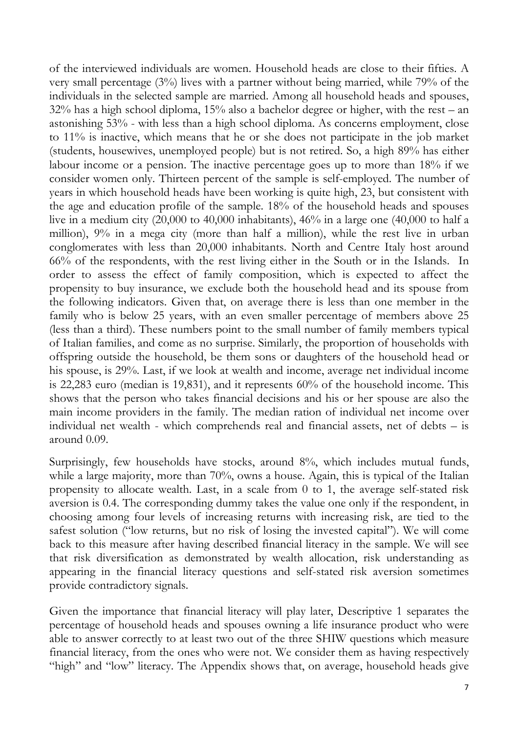of the interviewed individuals are women. Household heads are close to their fifties. A very small percentage (3%) lives with a partner without being married, while 79% of the individuals in the selected sample are married. Among all household heads and spouses, 32% has a high school diploma, 15% also a bachelor degree or higher, with the rest – an astonishing 53% - with less than a high school diploma. As concerns employment, close to 11% is inactive, which means that he or she does not participate in the job market (students, housewives, unemployed people) but is not retired. So, a high 89% has either labour income or a pension. The inactive percentage goes up to more than 18% if we consider women only. Thirteen percent of the sample is self-employed. The number of years in which household heads have been working is quite high, 23, but consistent with the age and education profile of the sample. 18% of the household heads and spouses live in a medium city (20,000 to 40,000 inhabitants), 46% in a large one (40,000 to half a million), 9% in a mega city (more than half a million), while the rest live in urban conglomerates with less than 20,000 inhabitants. North and Centre Italy host around 66% of the respondents, with the rest living either in the South or in the Islands. In order to assess the effect of family composition, which is expected to affect the propensity to buy insurance, we exclude both the household head and its spouse from the following indicators. Given that, on average there is less than one member in the family who is below 25 years, with an even smaller percentage of members above 25 (less than a third). These numbers point to the small number of family members typical of Italian families, and come as no surprise. Similarly, the proportion of households with offspring outside the household, be them sons or daughters of the household head or his spouse, is 29%. Last, if we look at wealth and income, average net individual income is 22,283 euro (median is 19,831), and it represents 60% of the household income. This shows that the person who takes financial decisions and his or her spouse are also the main income providers in the family. The median ration of individual net income over individual net wealth - which comprehends real and financial assets, net of debts – is around 0.09.

Surprisingly, few households have stocks, around 8%, which includes mutual funds, while a large majority, more than 70%, owns a house. Again, this is typical of the Italian propensity to allocate wealth. Last, in a scale from 0 to 1, the average self-stated risk aversion is 0.4. The corresponding dummy takes the value one only if the respondent, in choosing among four levels of increasing returns with increasing risk, are tied to the safest solution ("low returns, but no risk of losing the invested capital"). We will come back to this measure after having described financial literacy in the sample. We will see that risk diversification as demonstrated by wealth allocation, risk understanding as appearing in the financial literacy questions and self-stated risk aversion sometimes provide contradictory signals.

Given the importance that financial literacy will play later, Descriptive 1 separates the percentage of household heads and spouses owning a life insurance product who were able to answer correctly to at least two out of the three SHIW questions which measure financial literacy, from the ones who were not. We consider them as having respectively "high" and "low" literacy. The Appendix shows that, on average, household heads give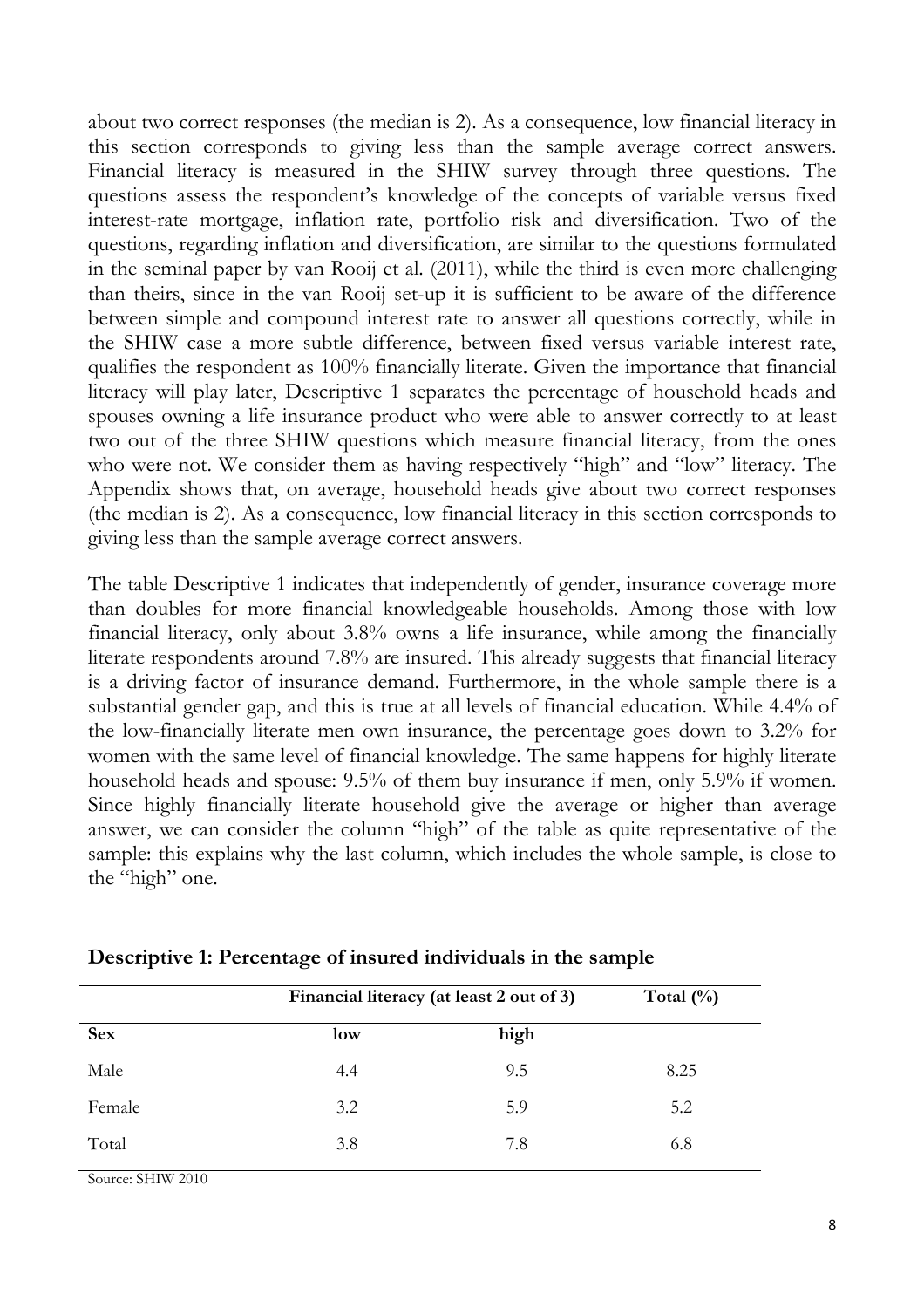about two correct responses (the median is 2). As a consequence, low financial literacy in this section corresponds to giving less than the sample average correct answers. Financial literacy is measured in the SHIW survey through three questions. The questions assess the respondent's knowledge of the concepts of variable versus fixed interest-rate mortgage, inflation rate, portfolio risk and diversification. Two of the questions, regarding inflation and diversification, are similar to the questions formulated in the seminal paper by van Rooij et al. (2011), while the third is even more challenging than theirs, since in the van Rooij set-up it is sufficient to be aware of the difference between simple and compound interest rate to answer all questions correctly, while in the SHIW case a more subtle difference, between fixed versus variable interest rate, qualifies the respondent as 100% financially literate. Given the importance that financial literacy will play later, Descriptive 1 separates the percentage of household heads and spouses owning a life insurance product who were able to answer correctly to at least two out of the three SHIW questions which measure financial literacy, from the ones who were not. We consider them as having respectively "high" and "low" literacy. The Appendix shows that, on average, household heads give about two correct responses (the median is 2). As a consequence, low financial literacy in this section corresponds to giving less than the sample average correct answers.

The table Descriptive 1 indicates that independently of gender, insurance coverage more than doubles for more financial knowledgeable households. Among those with low financial literacy, only about 3.8% owns a life insurance, while among the financially literate respondents around 7.8% are insured. This already suggests that financial literacy is a driving factor of insurance demand. Furthermore, in the whole sample there is a substantial gender gap, and this is true at all levels of financial education. While 4.4% of the low-financially literate men own insurance, the percentage goes down to 3.2% for women with the same level of financial knowledge. The same happens for highly literate household heads and spouse: 9.5% of them buy insurance if men, only 5.9% if women. Since highly financially literate household give the average or higher than average answer, we can consider the column "high" of the table as quite representative of the sample: this explains why the last column, which includes the whole sample, is close to the "high" one.

**Descriptive 1: Percentage of insured individuals in the sample**

| | Financial literacy (at least 2 out of 3) | | Total (%) |
|---|---|---|---|
| **Sex** | **low** | **high** | |
| Male | 4.4 | 9.5 | 8.25 |
| Female | 3.2 | 5.9 | 5.2 |
| Total | 3.8 | 7.8 | 6.8 |

Source: SHIW 2010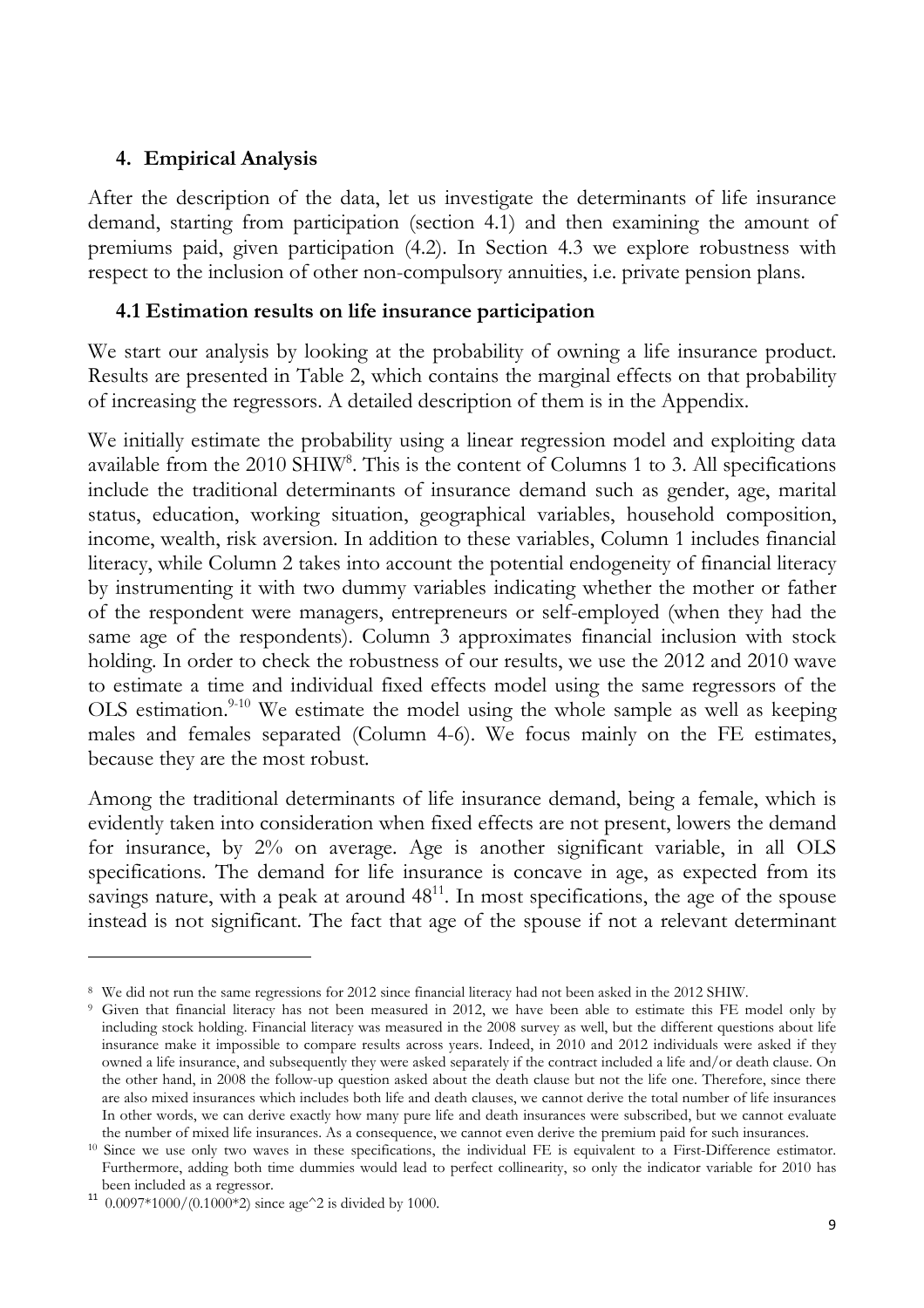## 4. Empirical Analysis

After the description of the data, let us investigate the determinants of life insurance demand, starting from participation (section 4.1) and then examining the amount of premiums paid, given participation (4.2). In Section 4.3 we explore robustness with respect to the inclusion of other non-compulsory annuities, i.e. private pension plans.

### 4.1 Estimation results on life insurance participation

We start our analysis by looking at the probability of owning a life insurance product. Results are presented in Table 2, which contains the marginal effects on that probability of increasing the regressors. A detailed description of them is in the Appendix.

We initially estimate the probability using a linear regression model and exploiting data available from the 2010 SHIW[8]. This is the content of Columns 1 to 3. All specifications include the traditional determinants of insurance demand such as gender, age, marital status, education, working situation, geographical variables, household composition, income, wealth, risk aversion. In addition to these variables, Column 1 includes financial literacy, while Column 2 takes into account the potential endogeneity of financial literacy by instrumenting it with two dummy variables indicating whether the mother or father of the respondent were managers, entrepreneurs or self-employed (when they had the same age of the respondents). Column 3 approximates financial inclusion with stock holding. In order to check the robustness of our results, we use the 2012 and 2010 wave to estimate a time and individual fixed effects model using the same regressors of the OLS estimation.[9-10] We estimate the model using the whole sample as well as keeping males and females separated (Column 4-6). We focus mainly on the FE estimates, because they are the most robust.

Among the traditional determinants of life insurance demand, being a female, which is evidently taken into consideration when fixed effects are not present, lowers the demand for insurance, by 2% on average. Age is another significant variable, in all OLS specifications. The demand for life insurance is concave in age, as expected from its savings nature, with a peak at around 48[11]. In most specifications, the age of the spouse instead is not significant. The fact that age of the spouse if not a relevant determinant

---

[8] We did not run the same regressions for 2012 since financial literacy had not been asked in the 2012 SHIW.

[9] Given that financial literacy has not been measured in 2012, we have been able to estimate this FE model only by including stock holding. Financial literacy was measured in the 2008 survey as well, but the different questions about life insurance make it impossible to compare results across years. Indeed, in 2010 and 2012 individuals were asked if they owned a life insurance, and subsequently they were asked separately if the contract included a life and/or death clause. On the other hand, in 2008 the follow-up question asked about the death clause but not the life one. Therefore, since there are also mixed insurances which includes both life and death clauses, we cannot derive the total number of life insurances In other words, we can derive exactly how many pure life and death insurances were subscribed, but we cannot evaluate the number of mixed life insurances. As a consequence, we cannot even derive the premium paid for such insurances.

[10] Since we use only two waves in these specifications, the individual FE is equivalent to a First-Difference estimator. Furthermore, adding both time dummies would lead to perfect collinearity, so only the indicator variable for 2010 has been included as a regressor.

[11] $0.0097*1000/(0.1000*2)$ since age^2 is divided by 1000.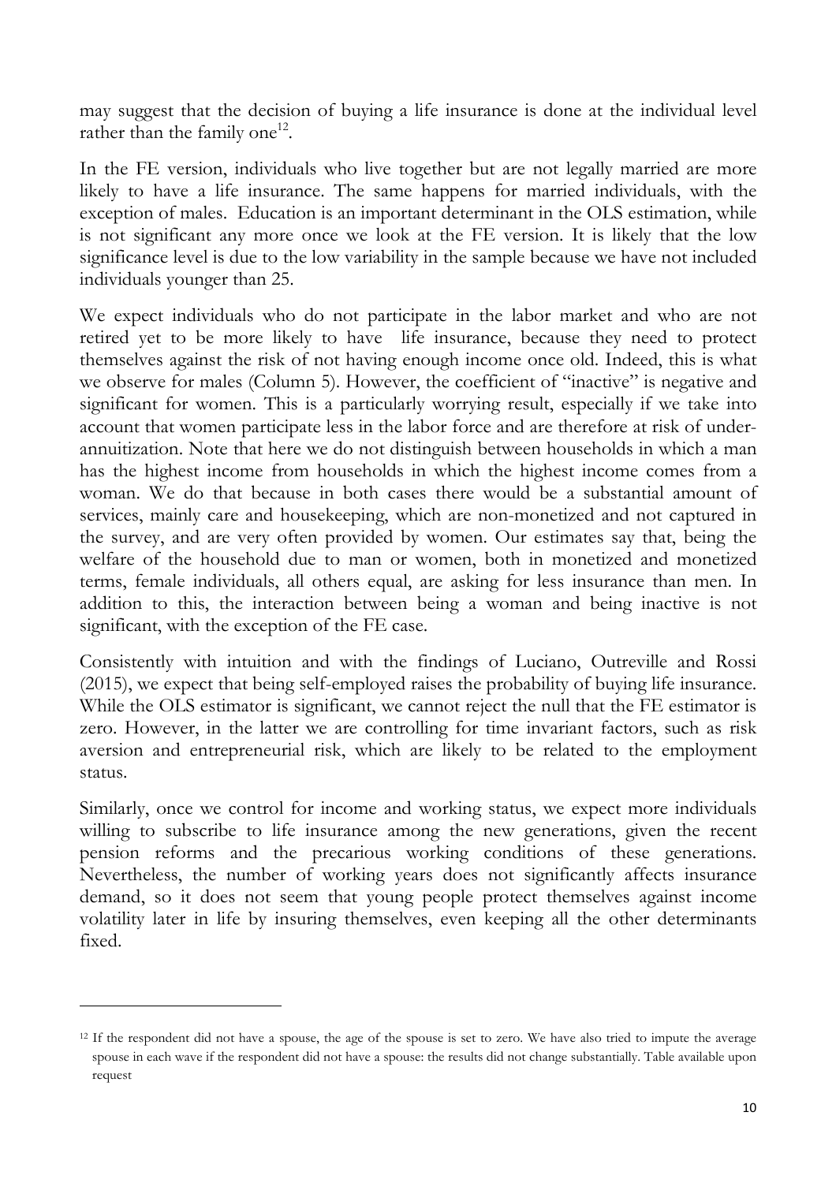may suggest that the decision of buying a life insurance is done at the individual level rather than the family one[12].

In the FE version, individuals who live together but are not legally married are more likely to have a life insurance. The same happens for married individuals, with the exception of males. Education is an important determinant in the OLS estimation, while is not significant any more once we look at the FE version. It is likely that the low significance level is due to the low variability in the sample because we have not included individuals younger than 25.

We expect individuals who do not participate in the labor market and who are not retired yet to be more likely to have life insurance, because they need to protect themselves against the risk of not having enough income once old. Indeed, this is what we observe for males (Column 5). However, the coefficient of "inactive" is negative and significant for women. This is a particularly worrying result, especially if we take into account that women participate less in the labor force and are therefore at risk of under-annuitization. Note that here we do not distinguish between households in which a man has the highest income from households in which the highest income comes from a woman. We do that because in both cases there would be a substantial amount of services, mainly care and housekeeping, which are non-monetized and not captured in the survey, and are very often provided by women. Our estimates say that, being the welfare of the household due to man or women, both in monetized and monetized terms, female individuals, all others equal, are asking for less insurance than men. In addition to this, the interaction between being a woman and being inactive is not significant, with the exception of the FE case.

Consistently with intuition and with the findings of Luciano, Outreville and Rossi (2015), we expect that being self-employed raises the probability of buying life insurance. While the OLS estimator is significant, we cannot reject the null that the FE estimator is zero. However, in the latter we are controlling for time invariant factors, such as risk aversion and entrepreneurial risk, which are likely to be related to the employment status.

Similarly, once we control for income and working status, we expect more individuals willing to subscribe to life insurance among the new generations, given the recent pension reforms and the precarious working conditions of these generations. Nevertheless, the number of working years does not significantly affects insurance demand, so it does not seem that young people protect themselves against income volatility later in life by insuring themselves, even keeping all the other determinants fixed.

[12] If the respondent did not have a spouse, the age of the spouse is set to zero. We have also tried to impute the average spouse in each wave if the respondent did not have a spouse: the results did not change substantially. Table available upon request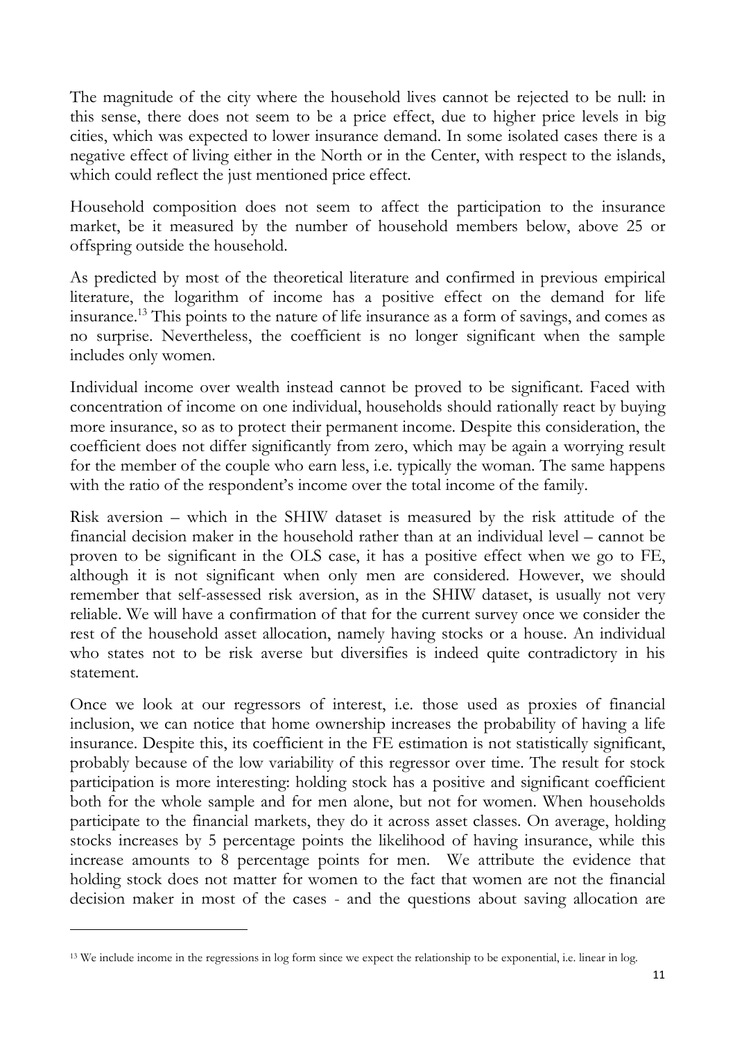The magnitude of the city where the household lives cannot be rejected to be null: in this sense, there does not seem to be a price effect, due to higher price levels in big cities, which was expected to lower insurance demand. In some isolated cases there is a negative effect of living either in the North or in the Center, with respect to the islands, which could reflect the just mentioned price effect.

Household composition does not seem to affect the participation to the insurance market, be it measured by the number of household members below, above 25 or offspring outside the household.

As predicted by most of the theoretical literature and confirmed in previous empirical literature, the logarithm of income has a positive effect on the demand for life insurance.[13] This points to the nature of life insurance as a form of savings, and comes as no surprise. Nevertheless, the coefficient is no longer significant when the sample includes only women.

Individual income over wealth instead cannot be proved to be significant. Faced with concentration of income on one individual, households should rationally react by buying more insurance, so as to protect their permanent income. Despite this consideration, the coefficient does not differ significantly from zero, which may be again a worrying result for the member of the couple who earn less, i.e. typically the woman. The same happens with the ratio of the respondent's income over the total income of the family.

Risk aversion – which in the SHIW dataset is measured by the risk attitude of the financial decision maker in the household rather than at an individual level – cannot be proven to be significant in the OLS case, it has a positive effect when we go to FE, although it is not significant when only men are considered. However, we should remember that self-assessed risk aversion, as in the SHIW dataset, is usually not very reliable. We will have a confirmation of that for the current survey once we consider the rest of the household asset allocation, namely having stocks or a house. An individual who states not to be risk averse but diversifies is indeed quite contradictory in his statement.

Once we look at our regressors of interest, i.e. those used as proxies of financial inclusion, we can notice that home ownership increases the probability of having a life insurance. Despite this, its coefficient in the FE estimation is not statistically significant, probably because of the low variability of this regressor over time. The result for stock participation is more interesting: holding stock has a positive and significant coefficient both for the whole sample and for men alone, but not for women. When households participate to the financial markets, they do it across asset classes. On average, holding stocks increases by 5 percentage points the likelihood of having insurance, while this increase amounts to 8 percentage points for men. We attribute the evidence that holding stock does not matter for women to the fact that women are not the financial decision maker in most of the cases - and the questions about saving allocation are

[13] We include income in the regressions in log form since we expect the relationship to be exponential, i.e. linear in log.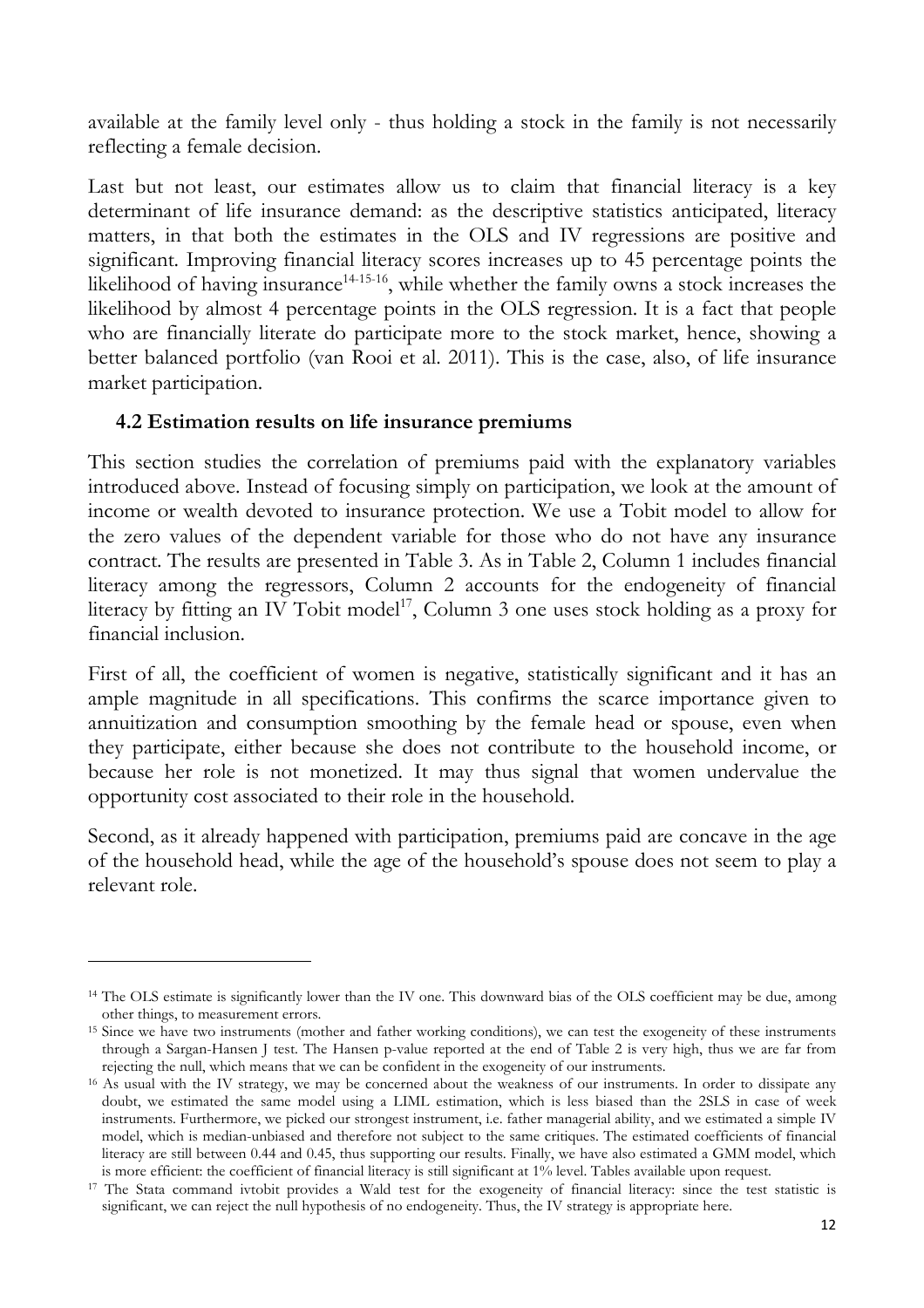available at the family level only - thus holding a stock in the family is not necessarily reflecting a female decision.

Last but not least, our estimates allow us to claim that financial literacy is a key determinant of life insurance demand: as the descriptive statistics anticipated, literacy matters, in that both the estimates in the OLS and IV regressions are positive and significant. Improving financial literacy scores increases up to 45 percentage points the likelihood of having insurance[14-15-16], while whether the family owns a stock increases the likelihood by almost 4 percentage points in the OLS regression. It is a fact that people who are financially literate do participate more to the stock market, hence, showing a better balanced portfolio (van Rooi et al. 2011). This is the case, also, of life insurance market participation.

### 4.2 Estimation results on life insurance premiums

This section studies the correlation of premiums paid with the explanatory variables introduced above. Instead of focusing simply on participation, we look at the amount of income or wealth devoted to insurance protection. We use a Tobit model to allow for the zero values of the dependent variable for those who do not have any insurance contract. The results are presented in Table 3. As in Table 2, Column 1 includes financial literacy among the regressors, Column 2 accounts for the endogeneity of financial literacy by fitting an IV Tobit model[17], Column 3 one uses stock holding as a proxy for financial inclusion.

First of all, the coefficient of women is negative, statistically significant and it has an ample magnitude in all specifications. This confirms the scarce importance given to annuitization and consumption smoothing by the female head or spouse, even when they participate, either because she does not contribute to the household income, or because her role is not monetized. It may thus signal that women undervalue the opportunity cost associated to their role in the household.

Second, as it already happened with participation, premiums paid are concave in the age of the household head, while the age of the household's spouse does not seem to play a relevant role.

---

[14] The OLS estimate is significantly lower than the IV one. This downward bias of the OLS coefficient may be due, among other things, to measurement errors.

[15] Since we have two instruments (mother and father working conditions), we can test the exogeneity of these instruments through a Sargan-Hansen J test. The Hansen p-value reported at the end of Table 2 is very high, thus we are far from rejecting the null, which means that we can be confident in the exogeneity of our instruments.

[16] As usual with the IV strategy, we may be concerned about the weakness of our instruments. In order to dissipate any doubt, we estimated the same model using a LIML estimation, which is less biased than the 2SLS in case of week instruments. Furthermore, we picked our strongest instrument, i.e. father managerial ability, and we estimated a simple IV model, which is median-unbiased and therefore not subject to the same critiques. The estimated coefficients of financial literacy are still between 0.44 and 0.45, thus supporting our results. Finally, we have also estimated a GMM model, which is more efficient: the coefficient of financial literacy is still significant at 1% level. Tables available upon request.

[17] The Stata command ivtobit provides a Wald test for the exogeneity of financial literacy: since the test statistic is significant, we can reject the null hypothesis of no endogeneity. Thus, the IV strategy is appropriate here.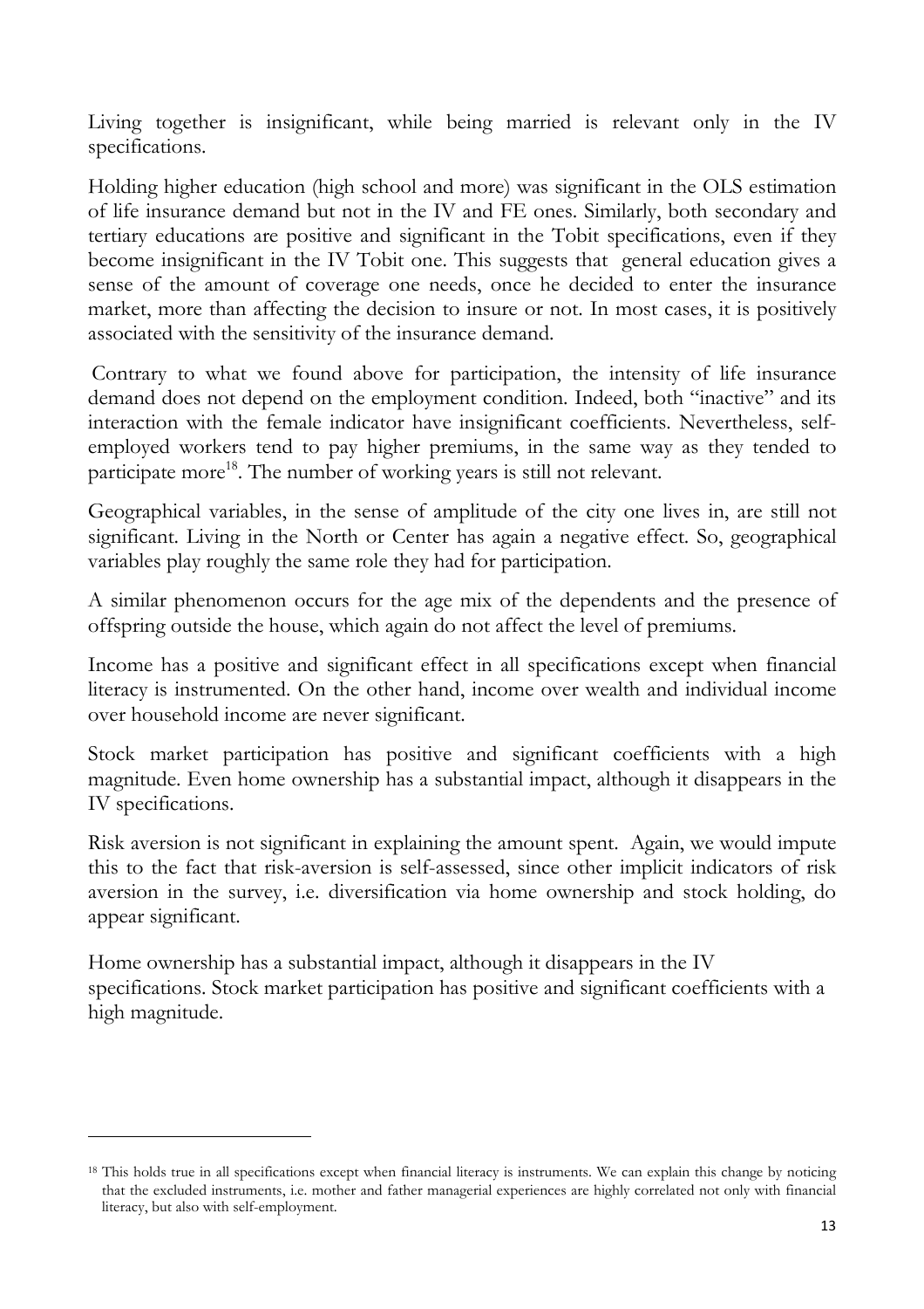Living together is insignificant, while being married is relevant only in the IV specifications.

Holding higher education (high school and more) was significant in the OLS estimation of life insurance demand but not in the IV and FE ones. Similarly, both secondary and tertiary educations are positive and significant in the Tobit specifications, even if they become insignificant in the IV Tobit one. This suggests that general education gives a sense of the amount of coverage one needs, once he decided to enter the insurance market, more than affecting the decision to insure or not. In most cases, it is positively associated with the sensitivity of the insurance demand.

Contrary to what we found above for participation, the intensity of life insurance demand does not depend on the employment condition. Indeed, both "inactive" and its interaction with the female indicator have insignificant coefficients. Nevertheless, self-employed workers tend to pay higher premiums, in the same way as they tended to participate more[18]. The number of working years is still not relevant.

Geographical variables, in the sense of amplitude of the city one lives in, are still not significant. Living in the North or Center has again a negative effect. So, geographical variables play roughly the same role they had for participation.

A similar phenomenon occurs for the age mix of the dependents and the presence of offspring outside the house, which again do not affect the level of premiums.

Income has a positive and significant effect in all specifications except when financial literacy is instrumented. On the other hand, income over wealth and individual income over household income are never significant.

Stock market participation has positive and significant coefficients with a high magnitude. Even home ownership has a substantial impact, although it disappears in the IV specifications.

Risk aversion is not significant in explaining the amount spent. Again, we would impute this to the fact that risk-aversion is self-assessed, since other implicit indicators of risk aversion in the survey, i.e. diversification via home ownership and stock holding, do appear significant.

Home ownership has a substantial impact, although it disappears in the IV specifications. Stock market participation has positive and significant coefficients with a high magnitude.

[18] This holds true in all specifications except when financial literacy is instruments. We can explain this change by noticing that the excluded instruments, i.e. mother and father managerial experiences are highly correlated not only with financial literacy, but also with self-employment.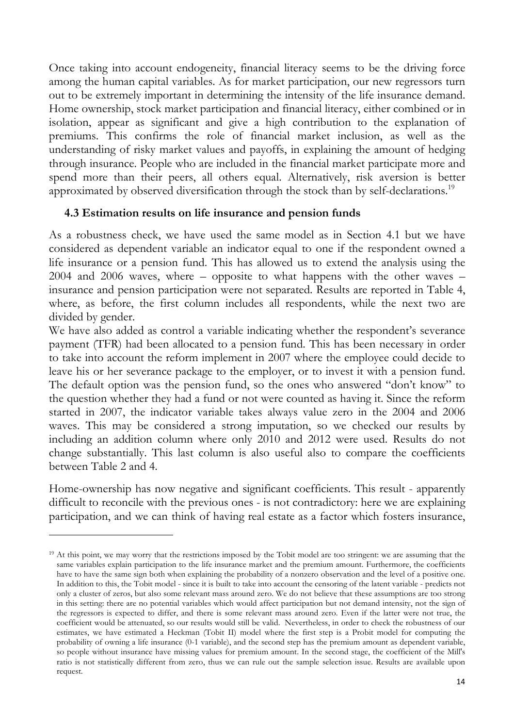Once taking into account endogeneity, financial literacy seems to be the driving force among the human capital variables. As for market participation, our new regressors turn out to be extremely important in determining the intensity of the life insurance demand. Home ownership, stock market participation and financial literacy, either combined or in isolation, appear as significant and give a high contribution to the explanation of premiums. This confirms the role of financial market inclusion, as well as the understanding of risky market values and payoffs, in explaining the amount of hedging through insurance. People who are included in the financial market participate more and spend more than their peers, all others equal. Alternatively, risk aversion is better approximated by observed diversification through the stock than by self-declarations.[19]

### 4.3 Estimation results on life insurance and pension funds

As a robustness check, we have used the same model as in Section 4.1 but we have considered as dependent variable an indicator equal to one if the respondent owned a life insurance or a pension fund. This has allowed us to extend the analysis using the 2004 and 2006 waves, where – opposite to what happens with the other waves – insurance and pension participation were not separated. Results are reported in Table 4, where, as before, the first column includes all respondents, while the next two are divided by gender.

We have also added as control a variable indicating whether the respondent's severance payment (TFR) had been allocated to a pension fund. This has been necessary in order to take into account the reform implement in 2007 where the employee could decide to leave his or her severance package to the employer, or to invest it with a pension fund. The default option was the pension fund, so the ones who answered "don't know" to the question whether they had a fund or not were counted as having it. Since the reform started in 2007, the indicator variable takes always value zero in the 2004 and 2006 waves. This may be considered a strong imputation, so we checked our results by including an addition column where only 2010 and 2012 were used. Results do not change substantially. This last column is also useful also to compare the coefficients between Table 2 and 4.

Home-ownership has now negative and significant coefficients. This result - apparently difficult to reconcile with the previous ones - is not contradictory: here we are explaining participation, and we can think of having real estate as a factor which fosters insurance,

---

[19] At this point, we may worry that the restrictions imposed by the Tobit model are too stringent: we are assuming that the same variables explain participation to the life insurance market and the premium amount. Furthermore, the coefficients have to have the same sign both when explaining the probability of a nonzero observation and the level of a positive one. In addition to this, the Tobit model - since it is built to take into account the censoring of the latent variable - predicts not only a cluster of zeros, but also some relevant mass around zero. We do not believe that these assumptions are too strong in this setting: there are no potential variables which would affect participation but not demand intensity, not the sign of the regressors is expected to differ, and there is some relevant mass around zero. Even if the latter were not true, the coefficient would be attenuated, so our results would still be valid. Nevertheless, in order to check the robustness of our estimates, we have estimated a Heckman (Tobit II) model where the first step is a Probit model for computing the probability of owning a life insurance (0-1 variable), and the second step has the premium amount as dependent variable, so people without insurance have missing values for premium amount. In the second stage, the coefficient of the Mill's ratio is not statistically different from zero, thus we can rule out the sample selection issue. Results are available upon request.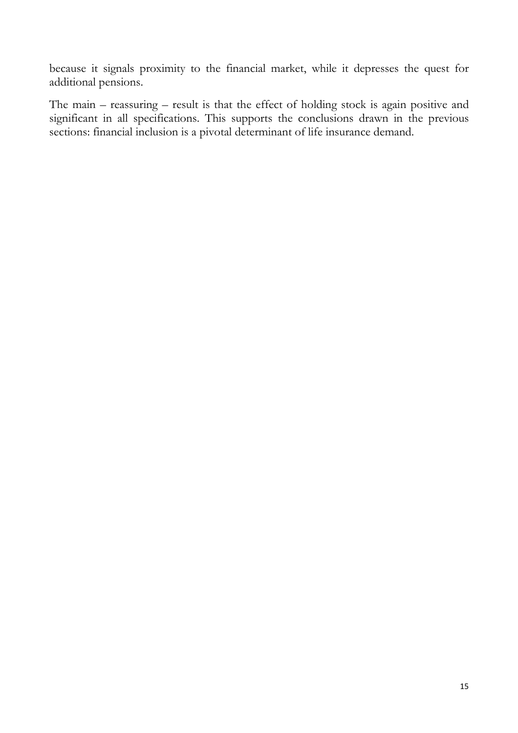because it signals proximity to the financial market, while it depresses the quest for additional pensions.

The main – reassuring – result is that the effect of holding stock is again positive and significant in all specifications. This supports the conclusions drawn in the previous sections: financial inclusion is a pivotal determinant of life insurance demand.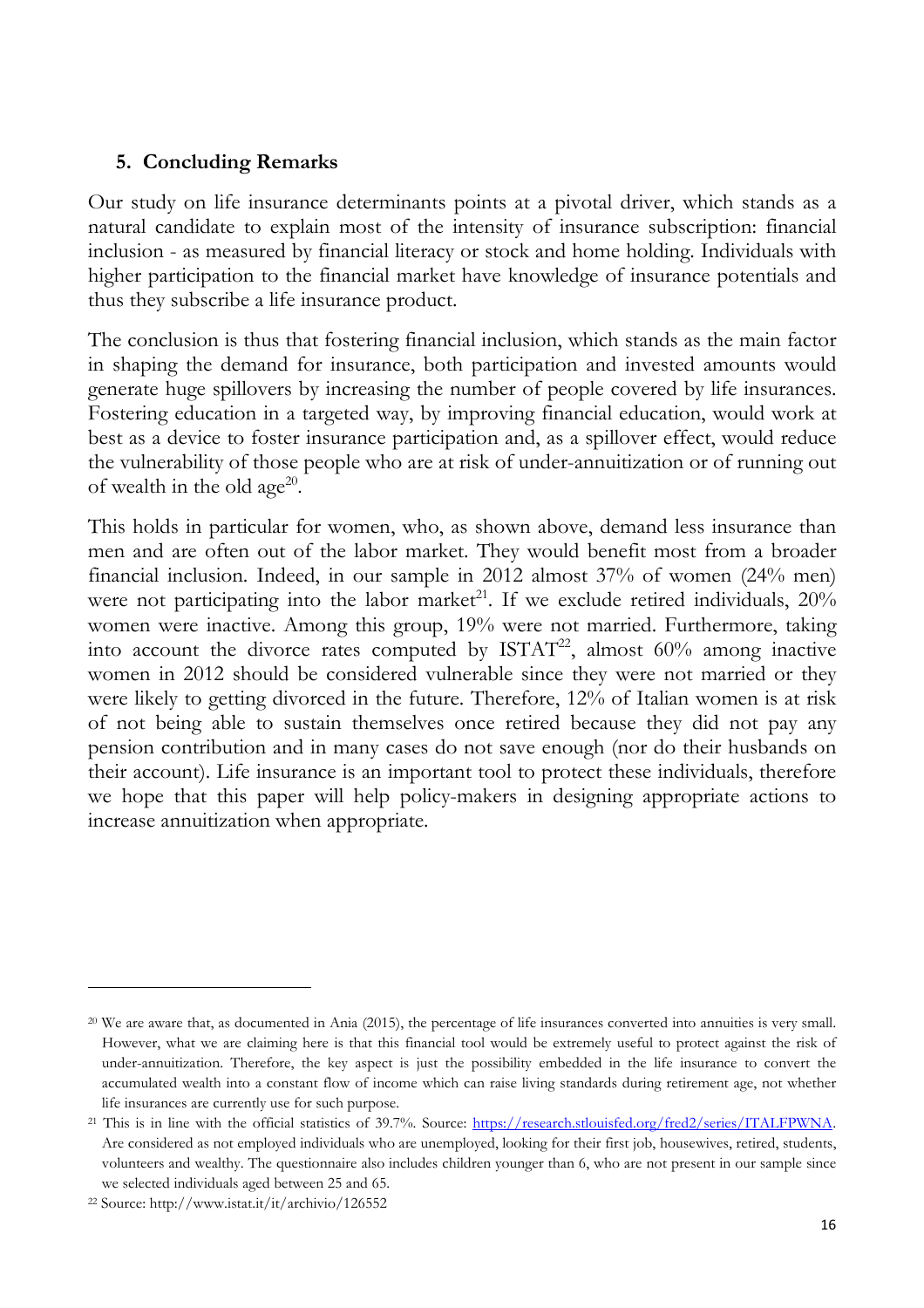## 5. Concluding Remarks

Our study on life insurance determinants points at a pivotal driver, which stands as a natural candidate to explain most of the intensity of insurance subscription: financial inclusion - as measured by financial literacy or stock and home holding. Individuals with higher participation to the financial market have knowledge of insurance potentials and thus they subscribe a life insurance product.

The conclusion is thus that fostering financial inclusion, which stands as the main factor in shaping the demand for insurance, both participation and invested amounts would generate huge spillovers by increasing the number of people covered by life insurances. Fostering education in a targeted way, by improving financial education, would work at best as a device to foster insurance participation and, as a spillover effect, would reduce the vulnerability of those people who are at risk of under-annuitization or of running out of wealth in the old age[20].

This holds in particular for women, who, as shown above, demand less insurance than men and are often out of the labor market. They would benefit most from a broader financial inclusion. Indeed, in our sample in 2012 almost 37% of women (24% men) were not participating into the labor market[21]. If we exclude retired individuals, 20% women were inactive. Among this group, 19% were not married. Furthermore, taking into account the divorce rates computed by ISTAT[22], almost 60% among inactive women in 2012 should be considered vulnerable since they were not married or they were likely to getting divorced in the future. Therefore, 12% of Italian women is at risk of not being able to sustain themselves once retired because they did not pay any pension contribution and in many cases do not save enough (nor do their husbands on their account). Life insurance is an important tool to protect these individuals, therefore we hope that this paper will help policy-makers in designing appropriate actions to increase annuitization when appropriate.

---

[20] We are aware that, as documented in Ania (2015), the percentage of life insurances converted into annuities is very small. However, what we are claiming here is that this financial tool would be extremely useful to protect against the risk of under-annuitization. Therefore, the key aspect is just the possibility embedded in the life insurance to convert the accumulated wealth into a constant flow of income which can raise living standards during retirement age, not whether life insurances are currently use for such purpose.

[21] This is in line with the official statistics of 39.7%. Source: https://research.stlouisfed.org/fred2/series/ITALFPWNA. Are considered as not employed individuals who are unemployed, looking for their first job, housewives, retired, students, volunteers and wealthy. The questionnaire also includes children younger than 6, who are not present in our sample since we selected individuals aged between 25 and 65.

[22] Source: http://www.istat.it/it/archivio/126552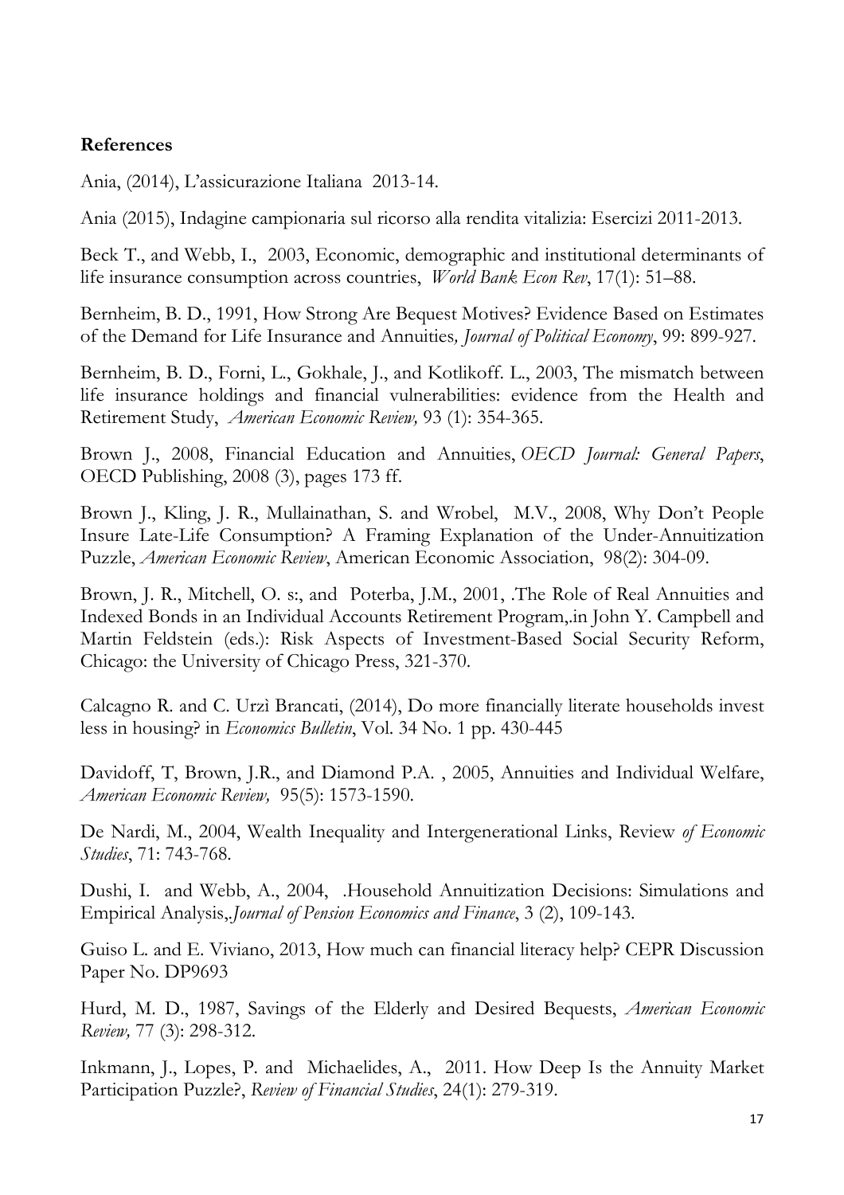**References**

Ania, (2014), L'assicurazione Italiana 2013-14.

Ania (2015), Indagine campionaria sul ricorso alla rendita vitalizia: Esercizi 2011-2013.

Beck T., and Webb, I., 2003, Economic, demographic and institutional determinants of life insurance consumption across countries, *World Bank Econ Rev*, 17(1): 51–88.

Bernheim, B. D., 1991, How Strong Are Bequest Motives? Evidence Based on Estimates of the Demand for Life Insurance and Annuities*, Journal of Political Economy*, 99: 899-927.

Bernheim, B. D., Forni, L., Gokhale, J., and Kotlikoff. L., 2003, The mismatch between life insurance holdings and financial vulnerabilities: evidence from the Health and Retirement Study, *American Economic Review,* 93 (1): 354-365.

Brown J., 2008, Financial Education and Annuities, *OECD Journal: General Papers*, OECD Publishing, 2008 (3), pages 173 ff.

Brown J., Kling, J. R., Mullainathan, S. and Wrobel, M.V., 2008, Why Don't People Insure Late-Life Consumption? A Framing Explanation of the Under-Annuitization Puzzle, *American Economic Review*, American Economic Association, 98(2): 304-09.

Brown, J. R., Mitchell, O. s:, and Poterba, J.M., 2001, .The Role of Real Annuities and Indexed Bonds in an Individual Accounts Retirement Program,.in John Y. Campbell and Martin Feldstein (eds.): Risk Aspects of Investment-Based Social Security Reform, Chicago: the University of Chicago Press, 321-370.

Calcagno R. and C. Urzì Brancati, (2014), Do more financially literate households invest less in housing? in *Economics Bulletin*, Vol. 34 No. 1 pp. 430-445

Davidoff, T, Brown, J.R., and Diamond P.A. , 2005, Annuities and Individual Welfare, *American Economic Review,* 95(5): 1573-1590.

De Nardi, M., 2004, Wealth Inequality and Intergenerational Links, Review *of Economic Studies*, 71: 743-768.

Dushi, I. and Webb, A., 2004, .Household Annuitization Decisions: Simulations and Empirical Analysis,.*Journal of Pension Economics and Finance*, 3 (2), 109-143.

Guiso L. and E. Viviano, 2013, How much can financial literacy help? CEPR Discussion Paper No. DP9693

Hurd, M. D., 1987, Savings of the Elderly and Desired Bequests, *American Economic Review,* 77 (3): 298-312.

Inkmann, J., Lopes, P. and Michaelides, A., 2011. How Deep Is the Annuity Market Participation Puzzle?, *Review of Financial Studies*, 24(1): 279-319.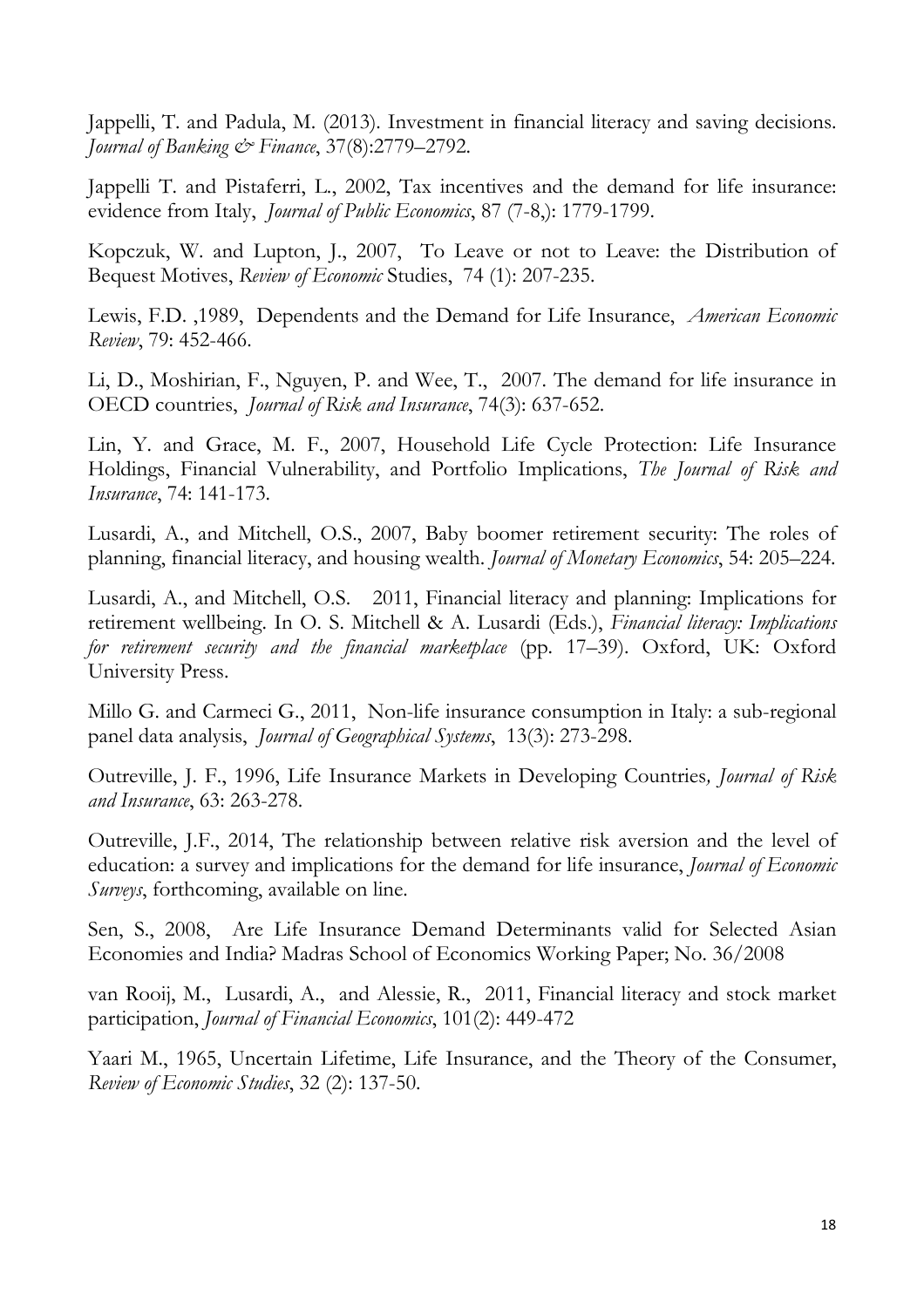Jappelli, T. and Padula, M. (2013). Investment in financial literacy and saving decisions. *Journal of Banking & Finance*, 37(8):2779–2792.

Jappelli T. and Pistaferri, L., 2002, Tax incentives and the demand for life insurance: evidence from Italy, *Journal of Public Economics*, 87 (7-8,): 1779-1799.

Kopczuk, W. and Lupton, J., 2007, To Leave or not to Leave: the Distribution of Bequest Motives, *Review of Economic* Studies, 74 (1): 207-235.

Lewis, F.D. ,1989, Dependents and the Demand for Life Insurance, *American Economic Review*, 79: 452-466.

Li, D., Moshirian, F., Nguyen, P. and Wee, T., 2007. The demand for life insurance in OECD countries, *Journal of Risk and Insurance*, 74(3): 637-652.

Lin, Y. and Grace, M. F., 2007, Household Life Cycle Protection: Life Insurance Holdings, Financial Vulnerability, and Portfolio Implications, *The Journal of Risk and Insurance*, 74: 141-173.

Lusardi, A., and Mitchell, O.S., 2007, Baby boomer retirement security: The roles of planning, financial literacy, and housing wealth. *Journal of Monetary Economics*, 54: 205–224.

Lusardi, A., and Mitchell, O.S. 2011, Financial literacy and planning: Implications for retirement wellbeing. In O. S. Mitchell & A. Lusardi (Eds.), *Financial literacy: Implications for retirement security and the financial marketplace* (pp. 17–39). Oxford, UK: Oxford University Press.

Millo G. and Carmeci G., 2011, Non-life insurance consumption in Italy: a sub-regional panel data analysis, *Journal of Geographical Systems*, 13(3): 273-298.

Outreville, J. F., 1996, Life Insurance Markets in Developing Countries*, Journal of Risk and Insurance*, 63: 263-278.

Outreville, J.F., 2014, The relationship between relative risk aversion and the level of education: a survey and implications for the demand for life insurance, *Journal of Economic Surveys*, forthcoming, available on line.

Sen, S., 2008, Are Life Insurance Demand Determinants valid for Selected Asian Economies and India? Madras School of Economics Working Paper; No. 36/2008

van Rooij, M., Lusardi, A., and Alessie, R., 2011, Financial literacy and stock market participation, *Journal of Financial Economics*, 101(2): 449-472

Yaari M., 1965, Uncertain Lifetime, Life Insurance, and the Theory of the Consumer, *Review of Economic Studies*, 32 (2): 137-50.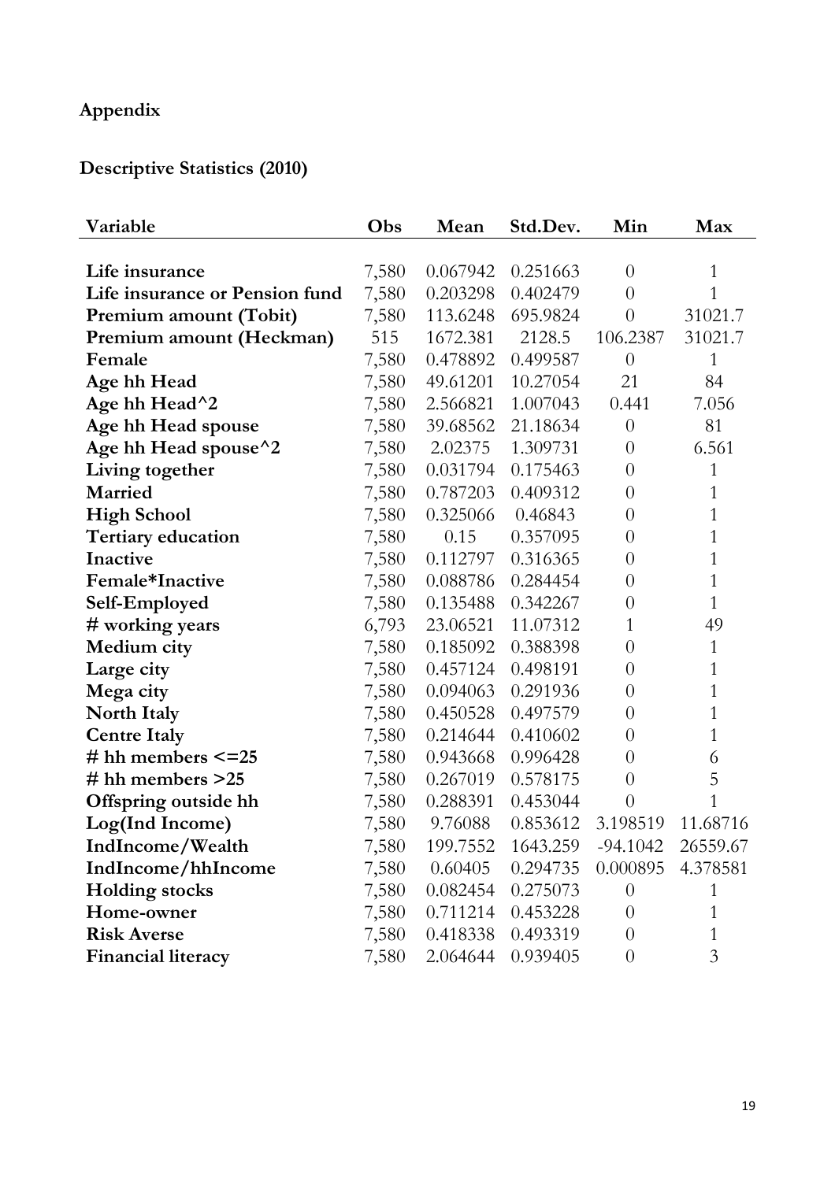# Appendix

## Descriptive Statistics (2010)

| Variable | Obs | Mean | Std.Dev. | Min | Max |
|---|---|---|---|---|---|
| **Life insurance** | 7,580 | 0.067942 | 0.251663 | 0 | 1 |
| **Life insurance or Pension fund** | 7,580 | 0.203298 | 0.402479 | 0 | 1 |
| **Premium amount (Tobit)** | 7,580 | 113.6248 | 695.9824 | 0 | 31021.7 |
| **Premium amount (Heckman)** | 515 | 1672.381 | 2128.5 | 106.2387 | 31021.7 |
| **Female** | 7,580 | 0.478892 | 0.499587 | 0 | 1 |
| **Age hh Head** | 7,580 | 49.61201 | 10.27054 | 21 | 84 |
| **Age hh Head^2** | 7,580 | 2.566821 | 1.007043 | 0.441 | 7.056 |
| **Age hh Head spouse** | 7,580 | 39.68562 | 21.18634 | 0 | 81 |
| **Age hh Head spouse^2** | 7,580 | 2.02375 | 1.309731 | 0 | 6.561 |
| **Living together** | 7,580 | 0.031794 | 0.175463 | 0 | 1 |
| **Married** | 7,580 | 0.787203 | 0.409312 | 0 | 1 |
| **High School** | 7,580 | 0.325066 | 0.46843 | 0 | 1 |
| **Tertiary education** | 7,580 | 0.15 | 0.357095 | 0 | 1 |
| **Inactive** | 7,580 | 0.112797 | 0.316365 | 0 | 1 |
| **Female*Inactive** | 7,580 | 0.088786 | 0.284454 | 0 | 1 |
| **Self-Employed** | 7,580 | 0.135488 | 0.342267 | 0 | 1 |
| **# working years** | 6,793 | 23.06521 | 11.07312 | 1 | 49 |
| **Medium city** | 7,580 | 0.185092 | 0.388398 | 0 | 1 |
| **Large city** | 7,580 | 0.457124 | 0.498191 | 0 | 1 |
| **Mega city** | 7,580 | 0.094063 | 0.291936 | 0 | 1 |
| **North Italy** | 7,580 | 0.450528 | 0.497579 | 0 | 1 |
| **Centre Italy** | 7,580 | 0.214644 | 0.410602 | 0 | 1 |
| **# hh members <=25** | 7,580 | 0.943668 | 0.996428 | 0 | 6 |
| **# hh members >25** | 7,580 | 0.267019 | 0.578175 | 0 | 5 |
| **Offspring outside hh** | 7,580 | 0.288391 | 0.453044 | 0 | 1 |
| **Log(Ind Income)** | 7,580 | 9.76088 | 0.853612 | 3.198519 | 11.68716 |
| **IndIncome/Wealth** | 7,580 | 199.7552 | 1643.259 | -94.1042 | 26559.67 |
| **IndIncome/hhIncome** | 7,580 | 0.60405 | 0.294735 | 0.000895 | 4.378581 |
| **Holding stocks** | 7,580 | 0.082454 | 0.275073 | 0 | 1 |
| **Home-owner** | 7,580 | 0.711214 | 0.453228 | 0 | 1 |
| **Risk Averse** | 7,580 | 0.418338 | 0.493319 | 0 | 1 |
| **Financial literacy** | 7,580 | 2.064644 | 0.939405 | 0 | 3 |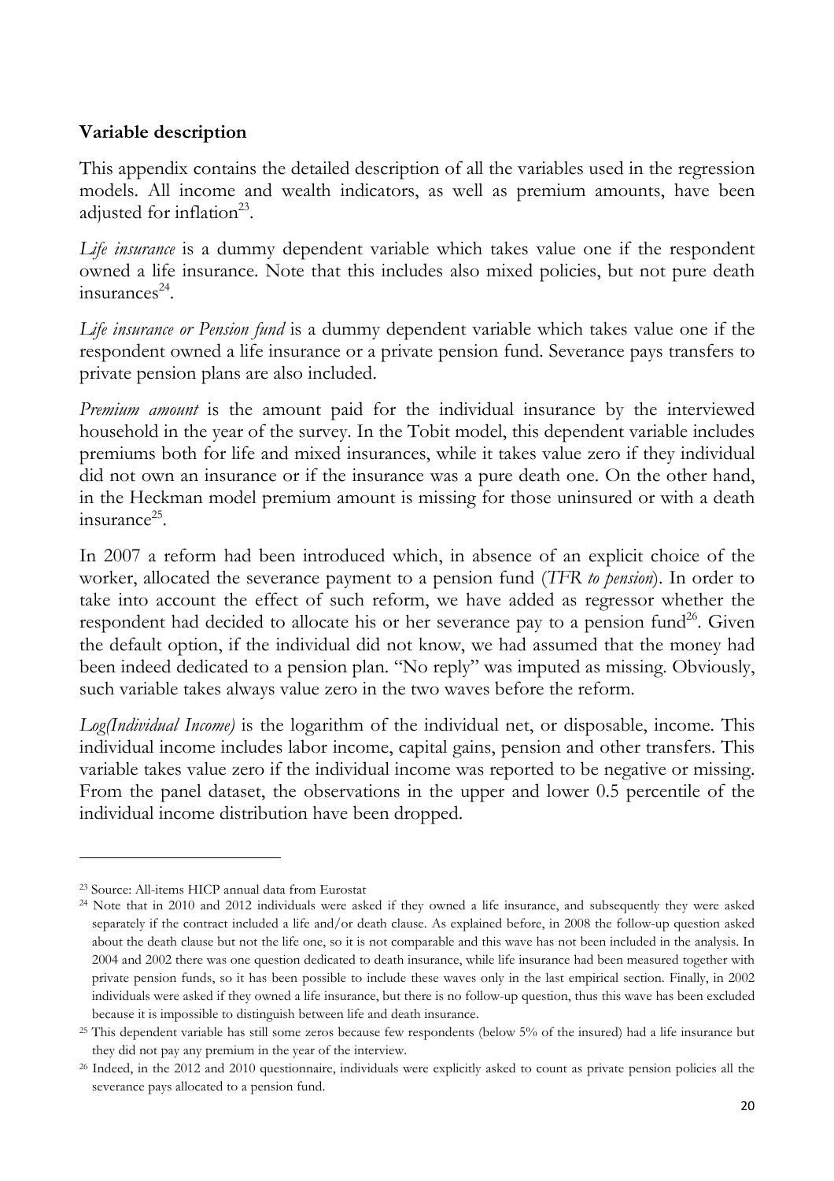**Variable description**

This appendix contains the detailed description of all the variables used in the regression models. All income and wealth indicators, as well as premium amounts, have been adjusted for inflation[23].

*Life insurance* is a dummy dependent variable which takes value one if the respondent owned a life insurance. Note that this includes also mixed policies, but not pure death insurances[24].

*Life insurance or Pension fund* is a dummy dependent variable which takes value one if the respondent owned a life insurance or a private pension fund. Severance pays transfers to private pension plans are also included.

*Premium amount* is the amount paid for the individual insurance by the interviewed household in the year of the survey. In the Tobit model, this dependent variable includes premiums both for life and mixed insurances, while it takes value zero if they individual did not own an insurance or if the insurance was a pure death one. On the other hand, in the Heckman model premium amount is missing for those uninsured or with a death insurance[25].

In 2007 a reform had been introduced which, in absence of an explicit choice of the worker, allocated the severance payment to a pension fund (*TFR to pension*). In order to take into account the effect of such reform, we have added as regressor whether the respondent had decided to allocate his or her severance pay to a pension fund[26]. Given the default option, if the individual did not know, we had assumed that the money had been indeed dedicated to a pension plan. "No reply" was imputed as missing. Obviously, such variable takes always value zero in the two waves before the reform.

*Log(Individual Income)* is the logarithm of the individual net, or disposable, income. This individual income includes labor income, capital gains, pension and other transfers. This variable takes value zero if the individual income was reported to be negative or missing. From the panel dataset, the observations in the upper and lower 0.5 percentile of the individual income distribution have been dropped.

---

[23] Source: All-items HICP annual data from Eurostat

[24] Note that in 2010 and 2012 individuals were asked if they owned a life insurance, and subsequently they were asked separately if the contract included a life and/or death clause. As explained before, in 2008 the follow-up question asked about the death clause but not the life one, so it is not comparable and this wave has not been included in the analysis. In 2004 and 2002 there was one question dedicated to death insurance, while life insurance had been measured together with private pension funds, so it has been possible to include these waves only in the last empirical section. Finally, in 2002 individuals were asked if they owned a life insurance, but there is no follow-up question, thus this wave has been excluded because it is impossible to distinguish between life and death insurance.

[25] This dependent variable has still some zeros because few respondents (below 5% of the insured) had a life insurance but they did not pay any premium in the year of the interview.

[26] Indeed, in the 2012 and 2010 questionnaire, individuals were explicitly asked to count as private pension policies all the severance pays allocated to a pension fund.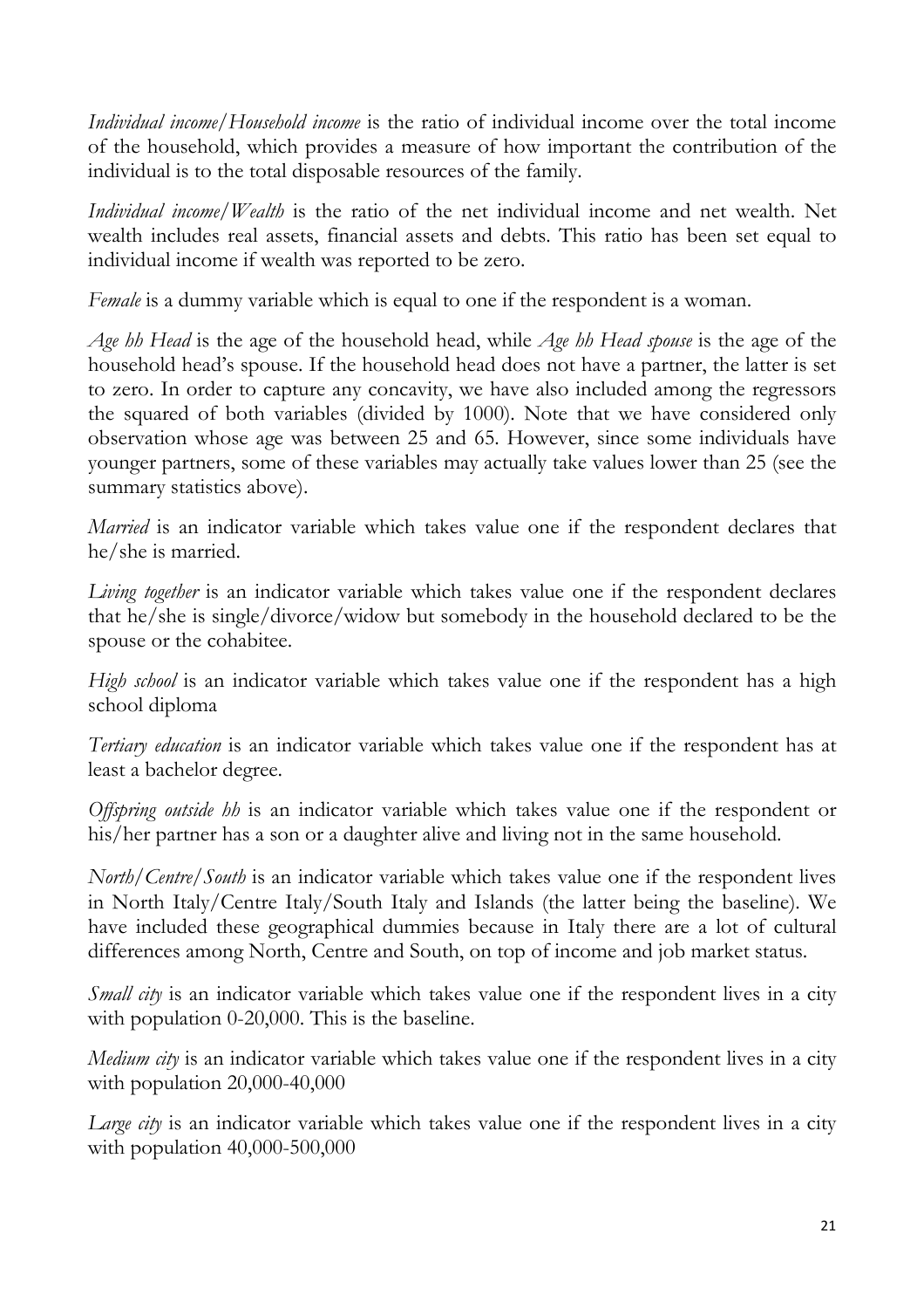*Individual income/Household income* is the ratio of individual income over the total income of the household, which provides a measure of how important the contribution of the individual is to the total disposable resources of the family.

*Individual income/Wealth* is the ratio of the net individual income and net wealth. Net wealth includes real assets, financial assets and debts. This ratio has been set equal to individual income if wealth was reported to be zero.

*Female* is a dummy variable which is equal to one if the respondent is a woman.

*Age hh Head* is the age of the household head, while *Age hh Head spouse* is the age of the household head's spouse. If the household head does not have a partner, the latter is set to zero. In order to capture any concavity, we have also included among the regressors the squared of both variables (divided by 1000). Note that we have considered only observation whose age was between 25 and 65. However, since some individuals have younger partners, some of these variables may actually take values lower than 25 (see the summary statistics above).

*Married* is an indicator variable which takes value one if the respondent declares that he/she is married.

*Living together* is an indicator variable which takes value one if the respondent declares that he/she is single/divorce/widow but somebody in the household declared to be the spouse or the cohabitee.

*High school* is an indicator variable which takes value one if the respondent has a high school diploma

*Tertiary education* is an indicator variable which takes value one if the respondent has at least a bachelor degree.

*Offspring outside hh* is an indicator variable which takes value one if the respondent or his/her partner has a son or a daughter alive and living not in the same household.

*North/Centre/South* is an indicator variable which takes value one if the respondent lives in North Italy/Centre Italy/South Italy and Islands (the latter being the baseline). We have included these geographical dummies because in Italy there are a lot of cultural differences among North, Centre and South, on top of income and job market status.

*Small city* is an indicator variable which takes value one if the respondent lives in a city with population 0-20,000. This is the baseline.

*Medium city* is an indicator variable which takes value one if the respondent lives in a city with population 20,000-40,000

*Large city* is an indicator variable which takes value one if the respondent lives in a city with population 40,000-500,000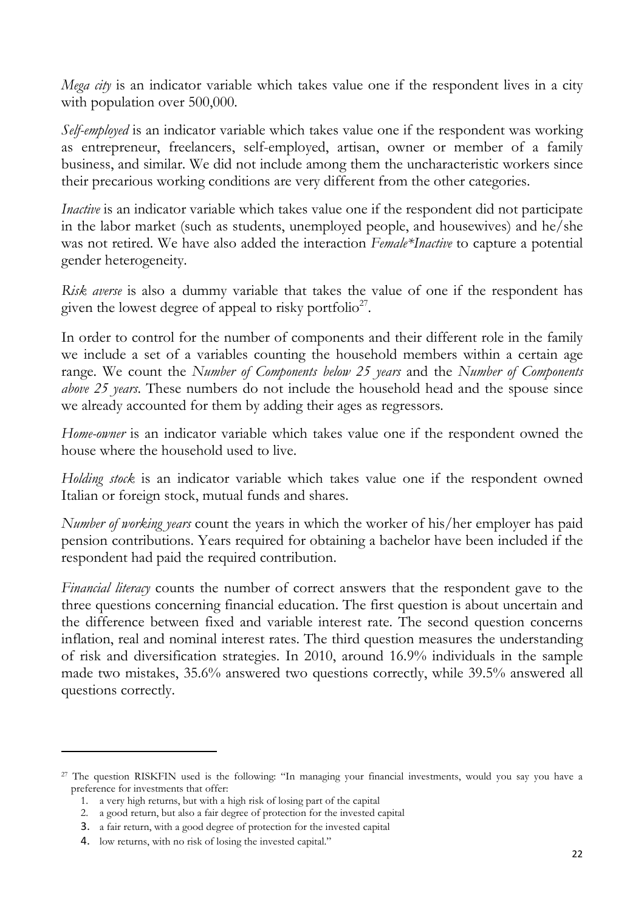*Mega city* is an indicator variable which takes value one if the respondent lives in a city with population over 500,000.

*Self-employed* is an indicator variable which takes value one if the respondent was working as entrepreneur, freelancers, self-employed, artisan, owner or member of a family business, and similar. We did not include among them the uncharacteristic workers since their precarious working conditions are very different from the other categories.

*Inactive* is an indicator variable which takes value one if the respondent did not participate in the labor market (such as students, unemployed people, and housewives) and he/she was not retired. We have also added the interaction *Female*Inactive* to capture a potential gender heterogeneity.

*Risk averse* is also a dummy variable that takes the value of one if the respondent has given the lowest degree of appeal to risky portfolio[27].

In order to control for the number of components and their different role in the family we include a set of a variables counting the household members within a certain age range. We count the *Number of Components below 25 years* and the *Number of Components above 25 years*. These numbers do not include the household head and the spouse since we already accounted for them by adding their ages as regressors.

*Home-owner* is an indicator variable which takes value one if the respondent owned the house where the household used to live.

*Holding stock* is an indicator variable which takes value one if the respondent owned Italian or foreign stock, mutual funds and shares.

*Number of working years* count the years in which the worker of his/her employer has paid pension contributions. Years required for obtaining a bachelor have been included if the respondent had paid the required contribution.

*Financial literacy* counts the number of correct answers that the respondent gave to the three questions concerning financial education. The first question is about uncertain and the difference between fixed and variable interest rate. The second question concerns inflation, real and nominal interest rates. The third question measures the understanding of risk and diversification strategies. In 2010, around 16.9% individuals in the sample made two mistakes, 35.6% answered two questions correctly, while 39.5% answered all questions correctly.

---

[27] The question RISKFIN used is the following: "In managing your financial investments, would you say you have a preference for investments that offer:

1. a very high returns, but with a high risk of losing part of the capital
2. a good return, but also a fair degree of protection for the invested capital
3. a fair return, with a good degree of protection for the invested capital
4. low returns, with no risk of losing the invested capital."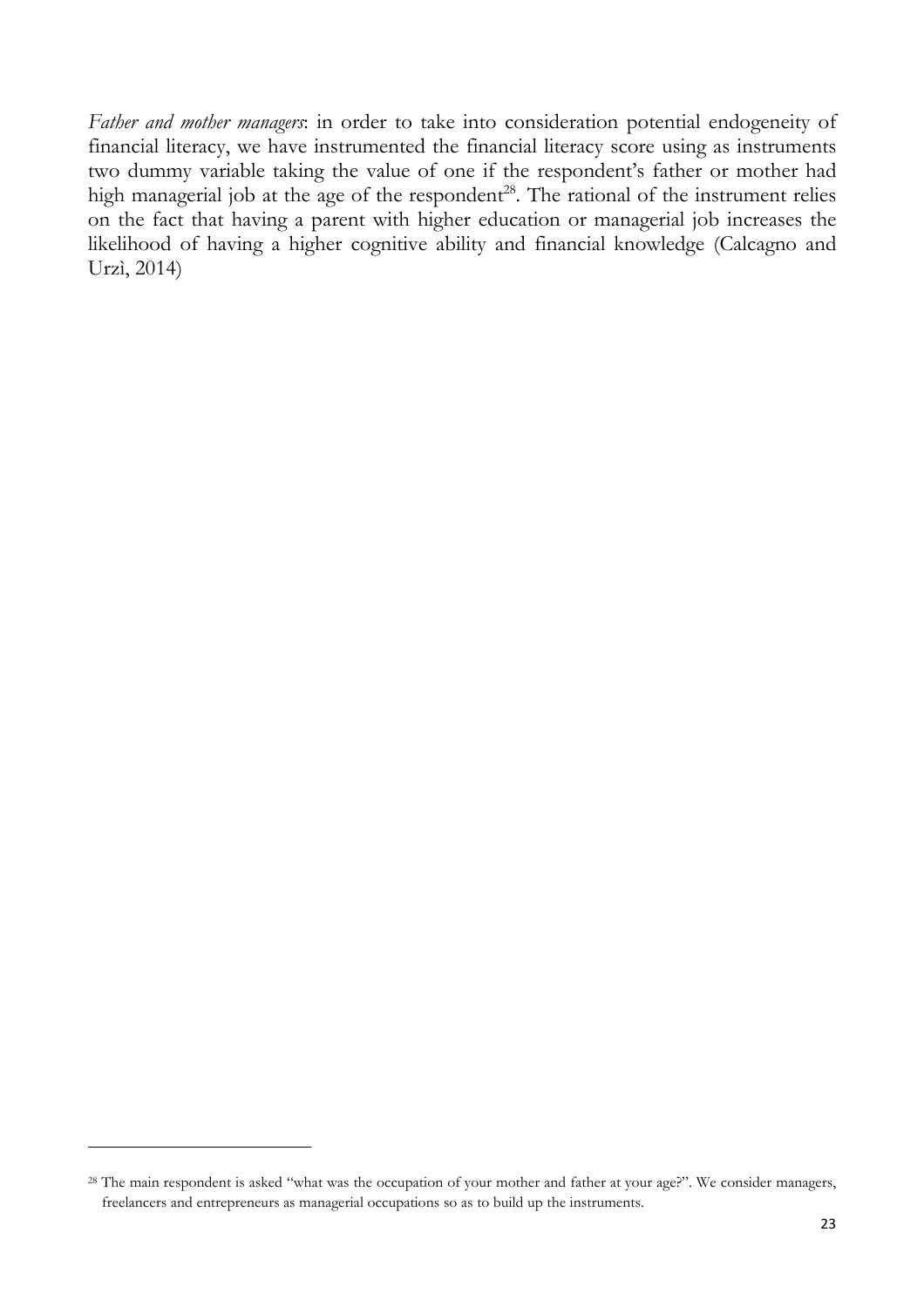*Father and mother managers*: in order to take into consideration potential endogeneity of financial literacy, we have instrumented the financial literacy score using as instruments two dummy variable taking the value of one if the respondent's father or mother had high managerial job at the age of the respondent[28]. The rational of the instrument relies on the fact that having a parent with higher education or managerial job increases the likelihood of having a higher cognitive ability and financial knowledge (Calcagno and Urzì, 2014)

---

[28] The main respondent is asked "what was the occupation of your mother and father at your age?". We consider managers, freelancers and entrepreneurs as managerial occupations so as to build up the instruments.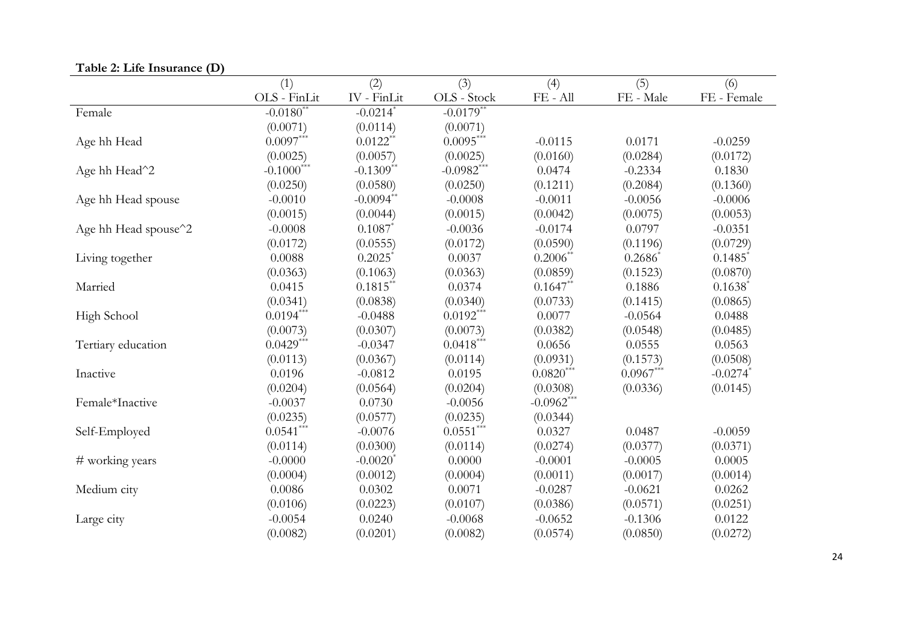**Table 2: Life Insurance (D)**

| | (1) | (2) | (3) | (4) | (5) | (6) |
|---|---|---|---|---|---|---|
| | OLS - FinLit | IV - FinLit | OLS - Stock | FE - All | FE - Male | FE - Female |
| Female | -0.0180** | -0.0214* | -0.0179** | | | |
| | (0.0071) | (0.0114) | (0.0071) | | | |
| Age hh Head | 0.0097*** | 0.0122** | 0.0095*** | -0.0115 | 0.0171 | -0.0259 |
| | (0.0025) | (0.0057) | (0.0025) | (0.0160) | (0.0284) | (0.0172) |
| Age hh Head^2 | -0.1000*** | -0.1309** | -0.0982*** | 0.0474 | -0.2334 | 0.1830 |
| | (0.0250) | (0.0580) | (0.0250) | (0.1211) | (0.2084) | (0.1360) |
| Age hh Head spouse | -0.0010 | -0.0094** | -0.0008 | -0.0011 | -0.0056 | -0.0006 |
| | (0.0015) | (0.0044) | (0.0015) | (0.0042) | (0.0075) | (0.0053) |
| Age hh Head spouse^2 | -0.0008 | 0.1087* | -0.0036 | -0.0174 | 0.0797 | -0.0351 |
| | (0.0172) | (0.0555) | (0.0172) | (0.0590) | (0.1196) | (0.0729) |
| Living together | 0.0088 | 0.2025* | 0.0037 | 0.2006** | 0.2686* | 0.1485* |
| | (0.0363) | (0.1063) | (0.0363) | (0.0859) | (0.1523) | (0.0870) |
| Married | 0.0415 | 0.1815** | 0.0374 | 0.1647** | 0.1886 | 0.1638* |
| | (0.0341) | (0.0838) | (0.0340) | (0.0733) | (0.1415) | (0.0865) |
| High School | 0.0194*** | -0.0488 | 0.0192*** | 0.0077 | -0.0564 | 0.0488 |
| | (0.0073) | (0.0307) | (0.0073) | (0.0382) | (0.0548) | (0.0485) |
| Tertiary education | 0.0429*** | -0.0347 | 0.0418*** | 0.0656 | 0.0555 | 0.0563 |
| | (0.0113) | (0.0367) | (0.0114) | (0.0931) | (0.1573) | (0.0508) |
| Inactive | 0.0196 | -0.0812 | 0.0195 | 0.0820*** | 0.0967*** | -0.0274* |
| | (0.0204) | (0.0564) | (0.0204) | (0.0308) | (0.0336) | (0.0145) |
| Female*Inactive | -0.0037 | 0.0730 | -0.0056 | -0.0962*** | | |
| | (0.0235) | (0.0577) | (0.0235) | (0.0344) | | |
| Self-Employed | 0.0541*** | -0.0076 | 0.0551*** | 0.0327 | 0.0487 | -0.0059 |
| | (0.0114) | (0.0300) | (0.0114) | (0.0274) | (0.0377) | (0.0371) |
| # working years | -0.0000 | -0.0020* | 0.0000 | -0.0001 | -0.0005 | 0.0005 |
| | (0.0004) | (0.0012) | (0.0004) | (0.0011) | (0.0017) | (0.0014) |
| Medium city | 0.0086 | 0.0302 | 0.0071 | -0.0287 | -0.0621 | 0.0262 |
| | (0.0106) | (0.0223) | (0.0107) | (0.0386) | (0.0571) | (0.0251) |
| Large city | -0.0054 | 0.0240 | -0.0068 | -0.0652 | -0.1306 | 0.0122 |
| | (0.0082) | (0.0201) | (0.0082) | (0.0574) | (0.0850) | (0.0272) |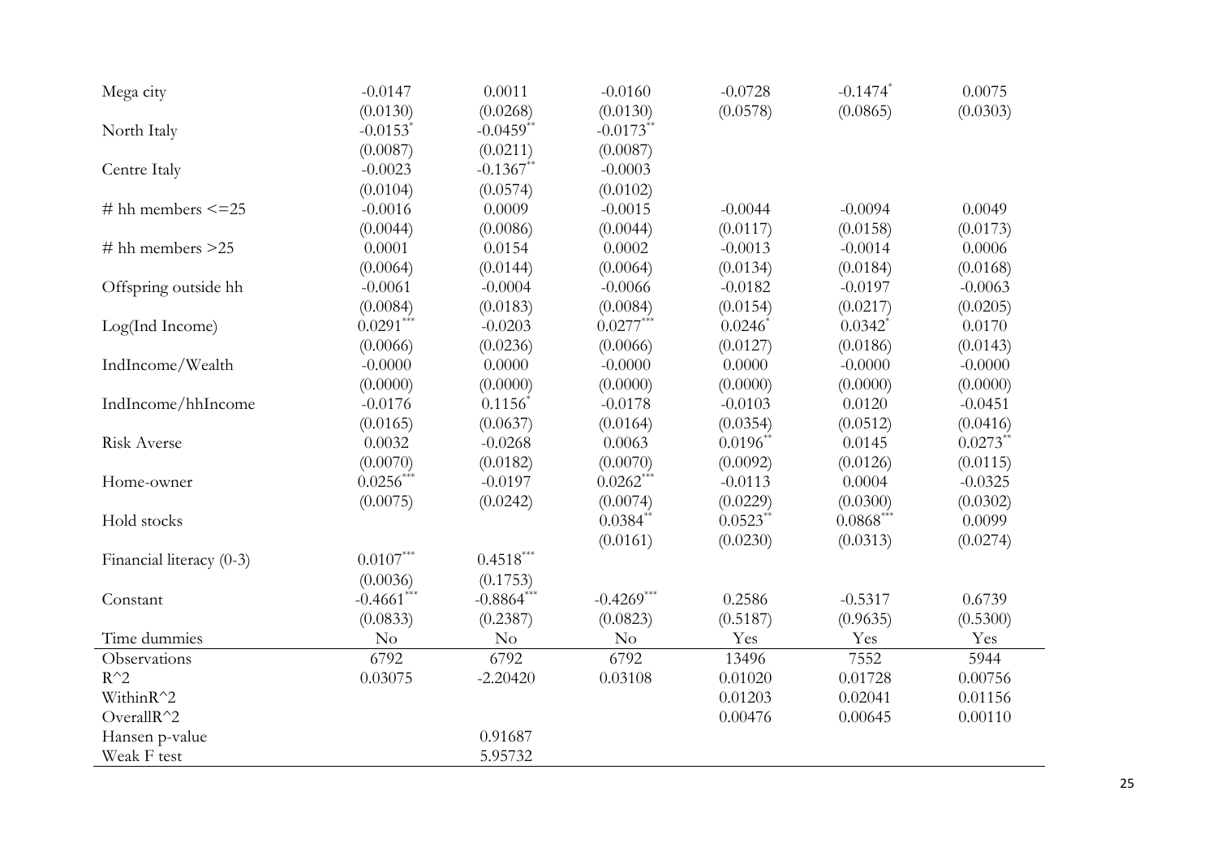| | | | | | | |
|---|---|---|---|---|---|---|
| Mega city | -0.0147 | 0.0011 | -0.0160 | -0.0728 | -0.1474* | 0.0075 |
| | (0.0130) | (0.0268) | (0.0130) | (0.0578) | (0.0865) | (0.0303) |
| North Italy | -0.0153* | -0.0459** | -0.0173** | | | |
| | (0.0087) | (0.0211) | (0.0087) | | | |
| Centre Italy | -0.0023 | -0.1367** | -0.0003 | | | |
| | (0.0104) | (0.0574) | (0.0102) | | | |
| # hh members <=25 | -0.0016 | 0.0009 | -0.0015 | -0.0044 | -0.0094 | 0.0049 |
| | (0.0044) | (0.0086) | (0.0044) | (0.0117) | (0.0158) | (0.0173) |
| # hh members >25 | 0.0001 | 0.0154 | 0.0002 | -0.0013 | -0.0014 | 0.0006 |
| | (0.0064) | (0.0144) | (0.0064) | (0.0134) | (0.0184) | (0.0168) |
| Offspring outside hh | -0.0061 | -0.0004 | -0.0066 | -0.0182 | -0.0197 | -0.0063 |
| | (0.0084) | (0.0183) | (0.0084) | (0.0154) | (0.0217) | (0.0205) |
| Log(Ind Income) | 0.0291*** | -0.0203 | 0.0277*** | 0.0246* | 0.0342* | 0.0170 |
| | (0.0066) | (0.0236) | (0.0066) | (0.0127) | (0.0186) | (0.0143) |
| IndIncome/Wealth | -0.0000 | 0.0000 | -0.0000 | 0.0000 | -0.0000 | -0.0000 |
| | (0.0000) | (0.0000) | (0.0000) | (0.0000) | (0.0000) | (0.0000) |
| IndIncome/hhIncome | -0.0176 | 0.1156* | -0.0178 | -0.0103 | 0.0120 | -0.0451 |
| | (0.0165) | (0.0637) | (0.0164) | (0.0354) | (0.0512) | (0.0416) |
| Risk Averse | 0.0032 | -0.0268 | 0.0063 | 0.0196** | 0.0145 | 0.0273** |
| | (0.0070) | (0.0182) | (0.0070) | (0.0092) | (0.0126) | (0.0115) |
| Home-owner | 0.0256*** | -0.0197 | 0.0262*** | -0.0113 | 0.0004 | -0.0325 |
| | (0.0075) | (0.0242) | (0.0074) | (0.0229) | (0.0300) | (0.0302) |
| Hold stocks | | | 0.0384** | 0.0523** | 0.0868*** | 0.0099 |
| | | | (0.0161) | (0.0230) | (0.0313) | (0.0274) |
| Financial literacy (0-3) | 0.0107*** | 0.4518*** | | | | |
| | (0.0036) | (0.1753) | | | | |
| Constant | -0.4661*** | -0.8864*** | -0.4269*** | 0.2586 | -0.5317 | 0.6739 |
| | (0.0833) | (0.2387) | (0.0823) | (0.5187) | (0.9635) | (0.5300) |
| Time dummies | No | No | No | Yes | Yes | Yes |
| Observations | 6792 | 6792 | 6792 | 13496 | 7552 | 5944 |
| R^2 | 0.03075 | -2.20420 | 0.03108 | 0.01020 | 0.01728 | 0.00756 |
| WithinR^2 | | | | 0.01203 | 0.02041 | 0.01156 |
| OverallR^2 | | | | 0.00476 | 0.00645 | 0.00110 |
| Hansen p-value | | 0.91687 | | | | |
| Weak F test | | 5.95732 | | | | |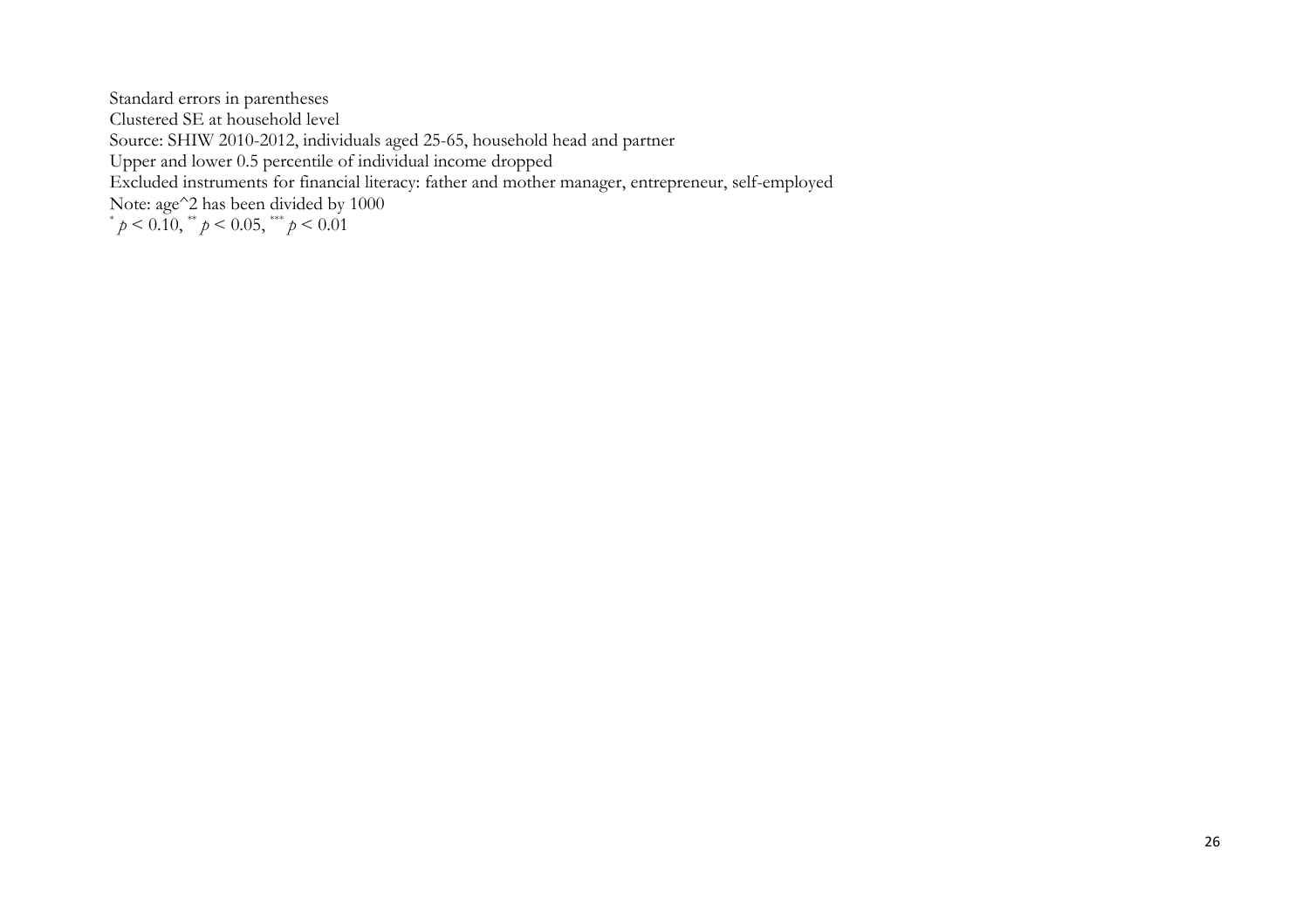Standard errors in parentheses
Clustered SE at household level
Source: SHIW 2010-2012, individuals aged 25-65, household head and partner
Upper and lower 0.5 percentile of individual income dropped
Excluded instruments for financial literacy: father and mother manager, entrepreneur, self-employed
Note: age^2 has been divided by 1000
$^{*}$ $p < 0.10$, $^{**}$ $p < 0.05$, $^{***}$ $p < 0.01$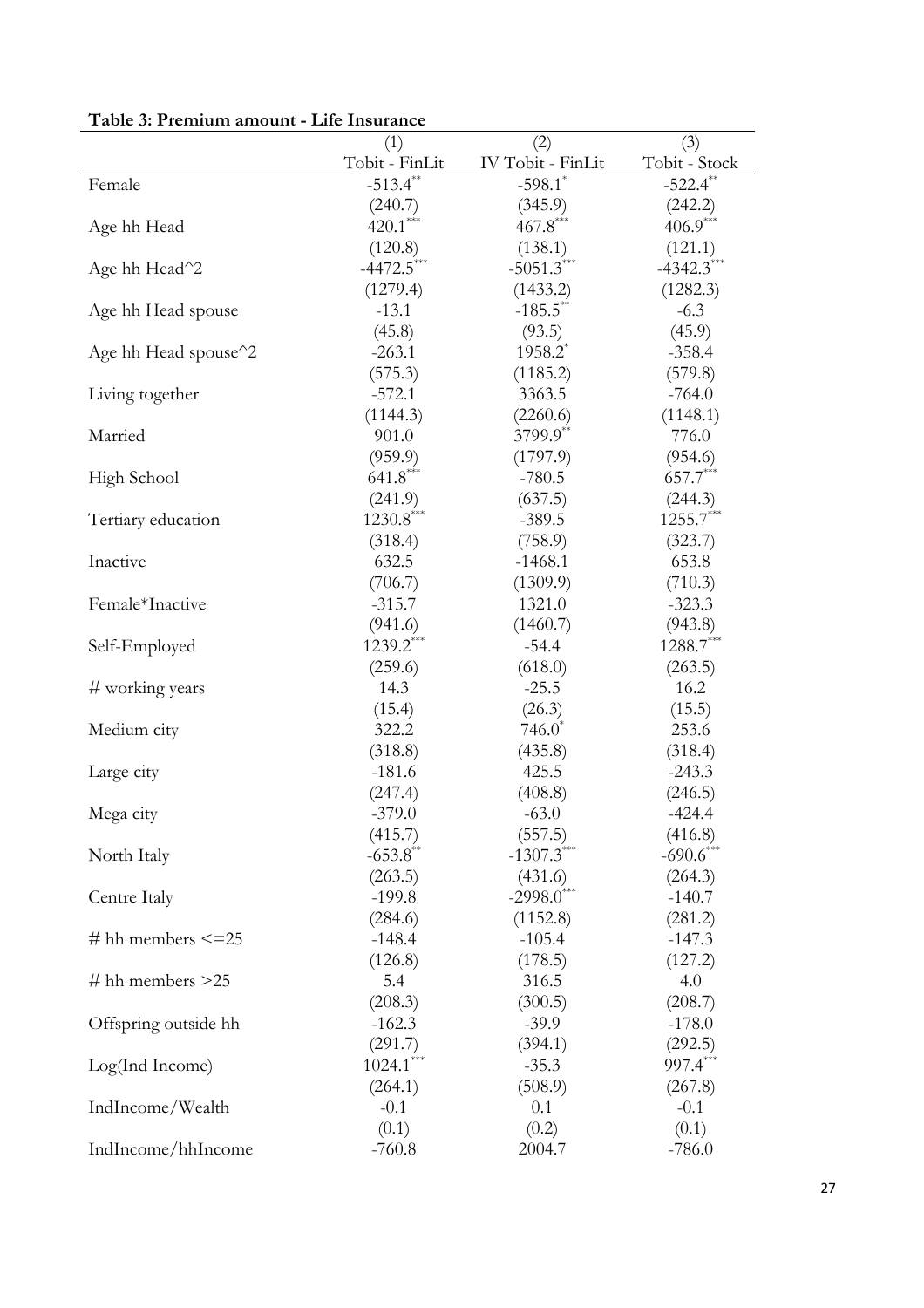**Table 3: Premium amount - Life Insurance**

| | (1) | (2) | (3) |
|---|---|---|---|
| | Tobit - FinLit | IV Tobit - FinLit | Tobit - Stock |
| Female | -513.4** | -598.1* | -522.4** |
| | (240.7) | (345.9) | (242.2) |
| Age hh Head | 420.1*** | 467.8*** | 406.9*** |
| | (120.8) | (138.1) | (121.1) |
| Age hh Head^2 | -4472.5*** | -5051.3*** | -4342.3*** |
| | (1279.4) | (1433.2) | (1282.3) |
| Age hh Head spouse | -13.1 | -185.5** | -6.3 |
| | (45.8) | (93.5) | (45.9) |
| Age hh Head spouse^2 | -263.1 | 1958.2* | -358.4 |
| | (575.3) | (1185.2) | (579.8) |
| Living together | -572.1 | 3363.5 | -764.0 |
| | (1144.3) | (2260.6) | (1148.1) |
| Married | 901.0 | 3799.9** | 776.0 |
| | (959.9) | (1797.9) | (954.6) |
| High School | 641.8*** | -780.5 | 657.7*** |
| | (241.9) | (637.5) | (244.3) |
| Tertiary education | 1230.8*** | -389.5 | 1255.7*** |
| | (318.4) | (758.9) | (323.7) |
| Inactive | 632.5 | -1468.1 | 653.8 |
| | (706.7) | (1309.9) | (710.3) |
| Female*Inactive | -315.7 | 1321.0 | -323.3 |
| | (941.6) | (1460.7) | (943.8) |
| Self-Employed | 1239.2*** | -54.4 | 1288.7*** |
| | (259.6) | (618.0) | (263.5) |
| # working years | 14.3 | -25.5 | 16.2 |
| | (15.4) | (26.3) | (15.5) |
| Medium city | 322.2 | 746.0* | 253.6 |
| | (318.8) | (435.8) | (318.4) |
| Large city | -181.6 | 425.5 | -243.3 |
| | (247.4) | (408.8) | (246.5) |
| Mega city | -379.0 | -63.0 | -424.4 |
| | (415.7) | (557.5) | (416.8) |
| North Italy | -653.8** | -1307.3*** | -690.6*** |
| | (263.5) | (431.6) | (264.3) |
| Centre Italy | -199.8 | -2998.0*** | -140.7 |
| | (284.6) | (1152.8) | (281.2) |
| # hh members <=25 | -148.4 | -105.4 | -147.3 |
| | (126.8) | (178.5) | (127.2) |
| # hh members >25 | 5.4 | 316.5 | 4.0 |
| | (208.3) | (300.5) | (208.7) |
| Offspring outside hh | -162.3 | -39.9 | -178.0 |
| | (291.7) | (394.1) | (292.5) |
| Log(Ind Income) | 1024.1*** | -35.3 | 997.4*** |
| | (264.1) | (508.9) | (267.8) |
| IndIncome/Wealth | -0.1 | 0.1 | -0.1 |
| | (0.1) | (0.2) | (0.1) |
| IndIncome/hhIncome | -760.8 | 2004.7 | -786.0 |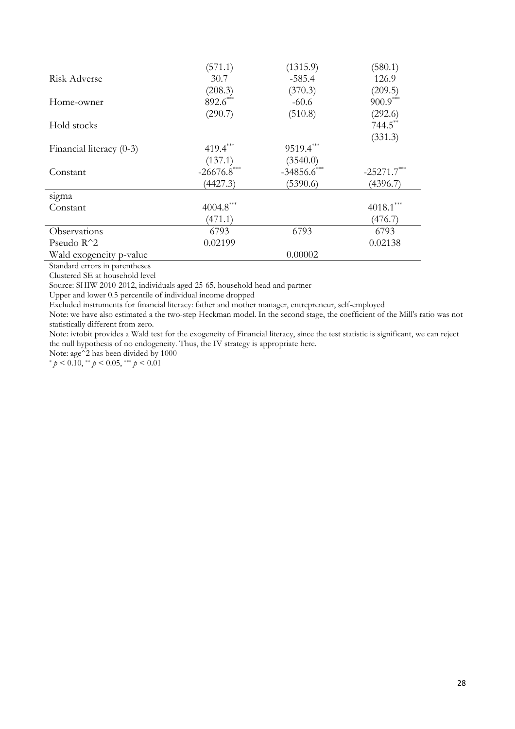| | | | |
|---|---|---|---|
| | (571.1) | (1315.9) | (580.1) |
| Risk Adverse | 30.7 | -585.4 | 126.9 |
| | (208.3) | (370.3) | (209.5) |
| Home-owner | 892.6*** | -60.6 | 900.9*** |
| | (290.7) | (510.8) | (292.6) |
| Hold stocks | | | 744.5** |
| | | | (331.3) |
| Financial literacy (0-3) | 419.4*** | 9519.4*** | |
| | (137.1) | (3540.0) | |
| Constant | -26676.8*** | -34856.6*** | -25271.7*** |
| | (4427.3) | (5390.6) | (4396.7) |
| sigma | | | |
| Constant | 4004.8*** | | 4018.1*** |
| | (471.1) | | (476.7) |
| Observations | 6793 | 6793 | 6793 |
| Pseudo R^2 | 0.02199 | | 0.02138 |
| Wald exogeneity p-value | | 0.00002 | |

Standard errors in parentheses

Clustered SE at household level

Source: SHIW 2010-2012, individuals aged 25-65, household head and partner

Upper and lower 0.5 percentile of individual income dropped

Excluded instruments for financial literacy: father and mother manager, entrepreneur, self-employed

Note: we have also estimated a the two-step Heckman model. In the second stage, the coefficient of the Mill's ratio was not statistically different from zero.

Note: ivtobit provides a Wald test for the exogeneity of Financial literacy, since the test statistic is significant, we can reject the null hypothesis of no endogeneity. Thus, the IV strategy is appropriate here.

Note: age^2 has been divided by 1000

* $p < 0.10$, ** $p < 0.05$, *** $p < 0.01$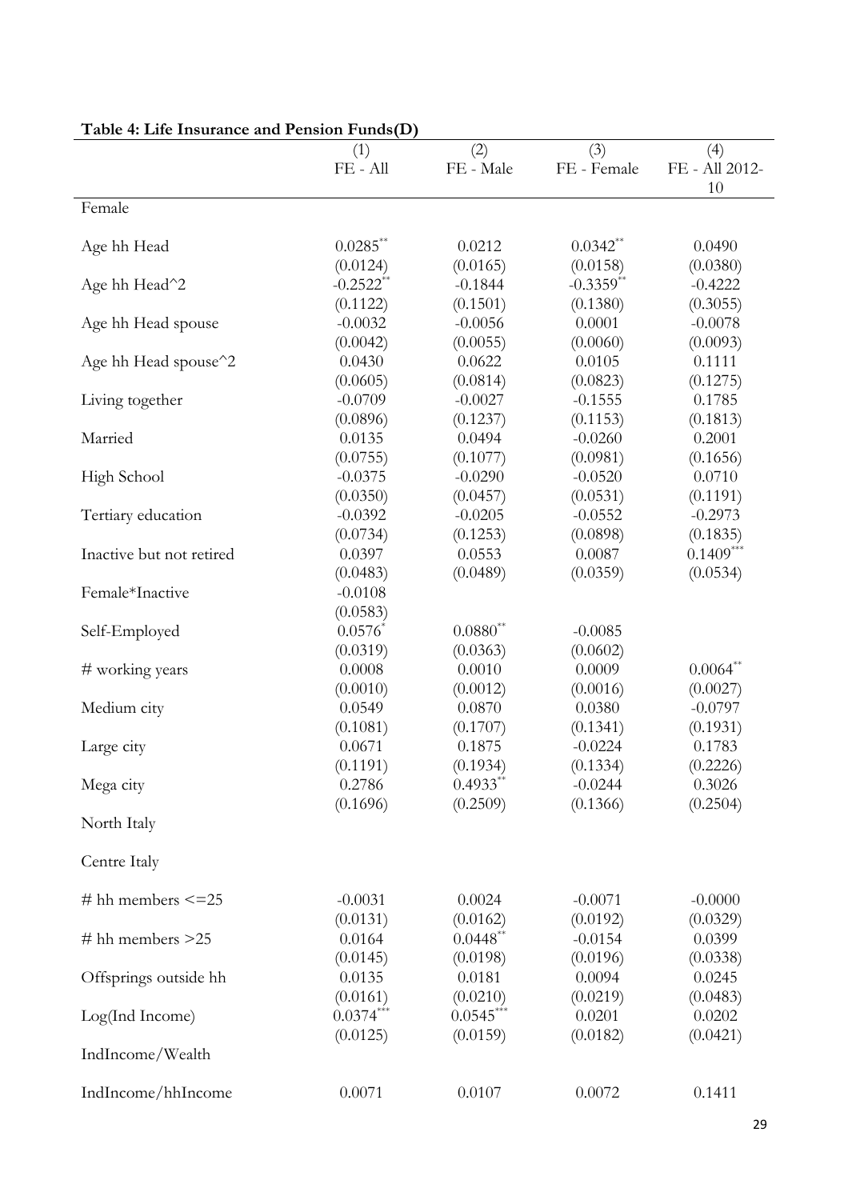**Table 4: Life Insurance and Pension Funds(D)**

| | (1)<br>FE - All | (2)<br>FE - Male | (3)<br>FE - Female | (4)<br>FE - All 2012-10 |
|---|---|---|---|---|
| Female | | | | |
| Age hh Head | 0.0285** | 0.0212 | 0.0342** | 0.0490 |
| | (0.0124) | (0.0165) | (0.0158) | (0.0380) |
| Age hh Head^2 | -0.2522** | -0.1844 | -0.3359** | -0.4222 |
| | (0.1122) | (0.1501) | (0.1380) | (0.3055) |
| Age hh Head spouse | -0.0032 | -0.0056 | 0.0001 | -0.0078 |
| | (0.0042) | (0.0055) | (0.0060) | (0.0093) |
| Age hh Head spouse^2 | 0.0430 | 0.0622 | 0.0105 | 0.1111 |
| | (0.0605) | (0.0814) | (0.0823) | (0.1275) |
| Living together | -0.0709 | -0.0027 | -0.1555 | 0.1785 |
| | (0.0896) | (0.1237) | (0.1153) | (0.1813) |
| Married | 0.0135 | 0.0494 | -0.0260 | 0.2001 |
| | (0.0755) | (0.1077) | (0.0981) | (0.1656) |
| High School | -0.0375 | -0.0290 | -0.0520 | 0.0710 |
| | (0.0350) | (0.0457) | (0.0531) | (0.1191) |
| Tertiary education | -0.0392 | -0.0205 | -0.0552 | -0.2973 |
| | (0.0734) | (0.1253) | (0.0898) | (0.1835) |
| Inactive but not retired | 0.0397 | 0.0553 | 0.0087 | 0.1409*** |
| | (0.0483) | (0.0489) | (0.0359) | (0.0534) |
| Female*Inactive | -0.0108 | | | |
| | (0.0583) | | | |
| Self-Employed | 0.0576* | 0.0880** | -0.0085 | |
| | (0.0319) | (0.0363) | (0.0602) | |
| # working years | 0.0008 | 0.0010 | 0.0009 | 0.0064** |
| | (0.0010) | (0.0012) | (0.0016) | (0.0027) |
| Medium city | 0.0549 | 0.0870 | 0.0380 | -0.0797 |
| | (0.1081) | (0.1707) | (0.1341) | (0.1931) |
| Large city | 0.0671 | 0.1875 | -0.0224 | 0.1783 |
| | (0.1191) | (0.1934) | (0.1334) | (0.2226) |
| Mega city | 0.2786 | 0.4933** | -0.0244 | 0.3026 |
| | (0.1696) | (0.2509) | (0.1366) | (0.2504) |
| North Italy | | | | |
| Centre Italy | | | | |
| # hh members <=25 | -0.0031 | 0.0024 | -0.0071 | -0.0000 |
| | (0.0131) | (0.0162) | (0.0192) | (0.0329) |
| # hh members >25 | 0.0164 | 0.0448** | -0.0154 | 0.0399 |
| | (0.0145) | (0.0198) | (0.0196) | (0.0338) |
| Offsprings outside hh | 0.0135 | 0.0181 | 0.0094 | 0.0245 |
| | (0.0161) | (0.0210) | (0.0219) | (0.0483) |
| Log(Ind Income) | 0.0374*** | 0.0545*** | 0.0201 | 0.0202 |
| | (0.0125) | (0.0159) | (0.0182) | (0.0421) |
| IndIncome/Wealth | | | | |
| IndIncome/hhIncome | 0.0071 | 0.0107 | 0.0072 | 0.1411 |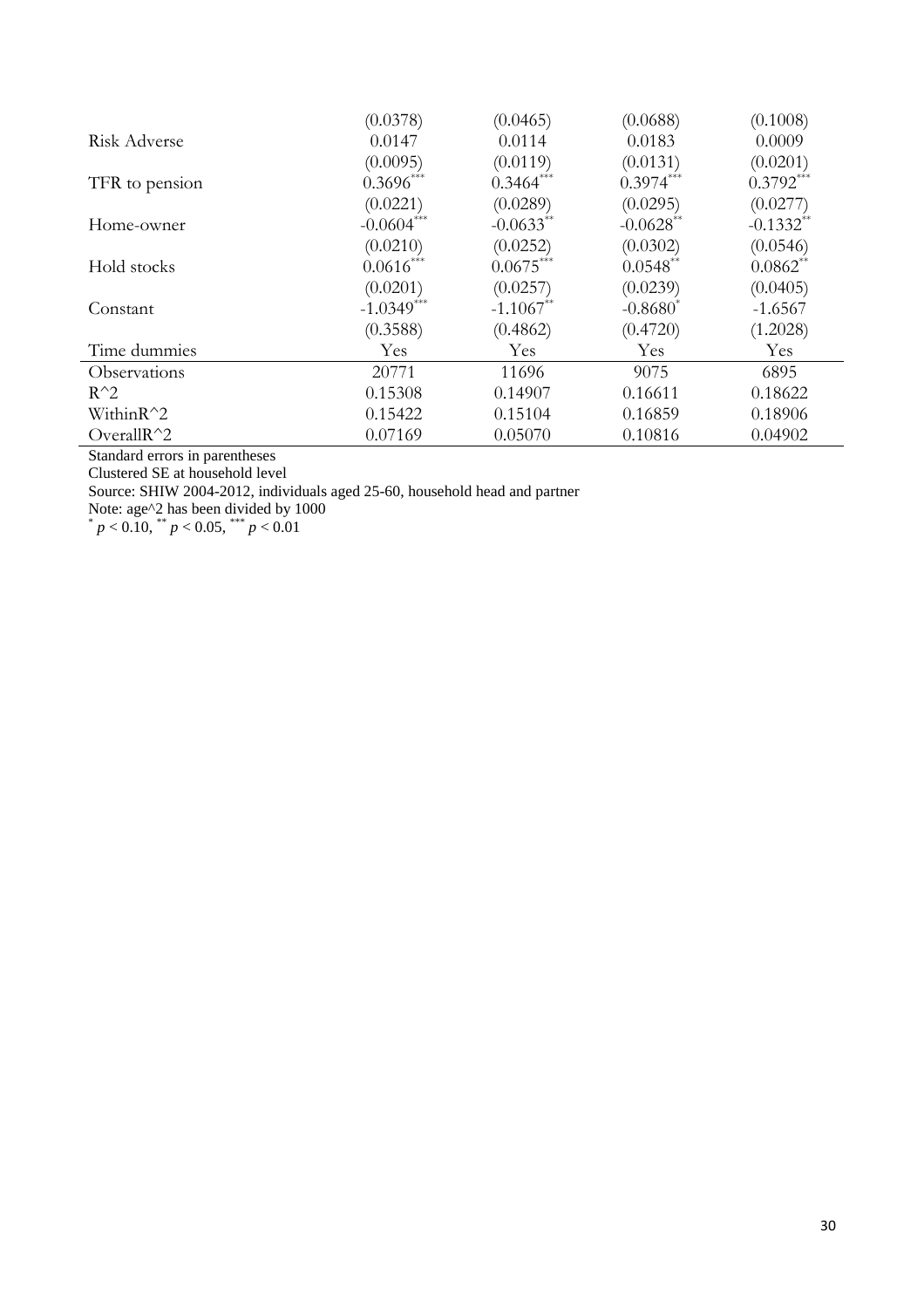| | | | | |
|---|---|---|---|---|
| | (0.0378) | (0.0465) | (0.0688) | (0.1008) |
| Risk Adverse | 0.0147 | 0.0114 | 0.0183 | 0.0009 |
| | (0.0095) | (0.0119) | (0.0131) | (0.0201) |
| TFR to pension | 0.3696*** | 0.3464*** | 0.3974*** | 0.3792*** |
| | (0.0221) | (0.0289) | (0.0295) | (0.0277) |
| Home-owner | -0.0604*** | -0.0633** | -0.0628** | -0.1332** |
| | (0.0210) | (0.0252) | (0.0302) | (0.0546) |
| Hold stocks | 0.0616*** | 0.0675*** | 0.0548** | 0.0862** |
| | (0.0201) | (0.0257) | (0.0239) | (0.0405) |
| Constant | -1.0349*** | -1.1067** | -0.8680* | -1.6567 |
| | (0.3588) | (0.4862) | (0.4720) | (1.2028) |
| Time dummies | Yes | Yes | Yes | Yes |
| Observations | 20771 | 11696 | 9075 | 6895 |
| R^2 | 0.15308 | 0.14907 | 0.16611 | 0.18622 |
| WithinR^2 | 0.15422 | 0.15104 | 0.16859 | 0.18906 |
| OverallR^2 | 0.07169 | 0.05070 | 0.10816 | 0.04902 |

Standard errors in parentheses

Clustered SE at household level

Source: SHIW 2004-2012, individuals aged 25-60, household head and partner

Note: age^2 has been divided by 1000

* $p < 0.10$, ** $p < 0.05$, *** $p < 0.01$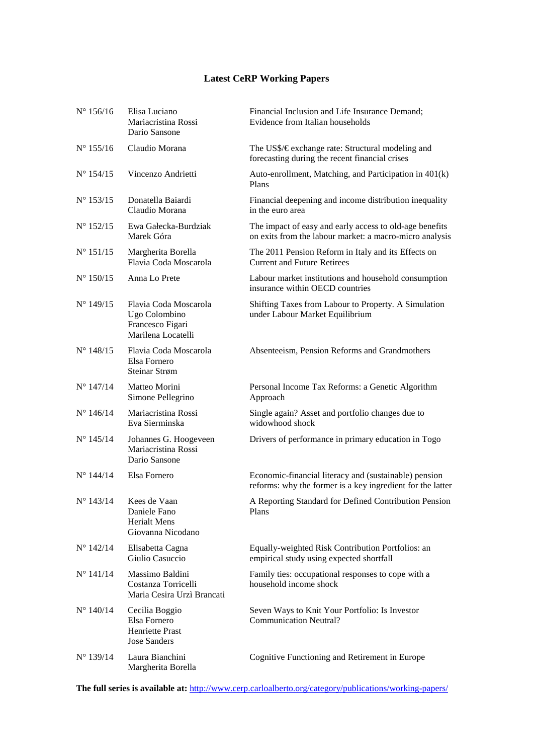# Latest CeRP Working Papers

| | | |
|---|---|---|
| N° 156/16 | Elisa Luciano<br>Mariacristina Rossi<br>Dario Sansone | Financial Inclusion and Life Insurance Demand; Evidence from Italian households |
| N° 155/16 | Claudio Morana | The US$/€ exchange rate: Structural modeling and forecasting during the recent financial crises |
| N° 154/15 | Vincenzo Andrietti | Auto-enrollment, Matching, and Participation in 401(k) Plans |
| N° 153/15 | Donatella Baiardi<br>Claudio Morana | Financial deepening and income distribution inequality in the euro area |
| N° 152/15 | Ewa Gałecka-Burdziak<br>Marek Góra | The impact of easy and early access to old-age benefits on exits from the labour market: a macro-micro analysis |
| N° 151/15 | Margherita Borella<br>Flavia Coda Moscarola | The 2011 Pension Reform in Italy and its Effects on Current and Future Retirees |
| N° 150/15 | Anna Lo Prete | Labour market institutions and household consumption insurance within OECD countries |
| N° 149/15 | Flavia Coda Moscarola<br>Ugo Colombino<br>Francesco Figari<br>Marilena Locatelli | Shifting Taxes from Labour to Property. A Simulation under Labour Market Equilibrium |
| N° 148/15 | Flavia Coda Moscarola<br>Elsa Fornero<br>Steinar Strøm | Absenteeism, Pension Reforms and Grandmothers |
| N° 147/14 | Matteo Morini<br>Simone Pellegrino | Personal Income Tax Reforms: a Genetic Algorithm Approach |
| N° 146/14 | Mariacristina Rossi<br>Eva Sierminska | Single again? Asset and portfolio changes due to widowhood shock |
| N° 145/14 | Johannes G. Hoogeveen<br>Mariacristina Rossi<br>Dario Sansone | Drivers of performance in primary education in Togo |
| N° 144/14 | Elsa Fornero | Economic-financial literacy and (sustainable) pension reforms: why the former is a key ingredient for the latter |
| N° 143/14 | Kees de Vaan<br>Daniele Fano<br>Herialt Mens<br>Giovanna Nicodano | A Reporting Standard for Defined Contribution Pension Plans |
| N° 142/14 | Elisabetta Cagna<br>Giulio Casuccio | Equally-weighted Risk Contribution Portfolios: an empirical study using expected shortfall |
| N° 141/14 | Massimo Baldini<br>Costanza Torricelli<br>Maria Cesira Urzì Brancati | Family ties: occupational responses to cope with a household income shock |
| N° 140/14 | Cecilia Boggio<br>Elsa Fornero<br>Henriette Prast<br>Jose Sanders | Seven Ways to Knit Your Portfolio: Is Investor Communication Neutral? |
| N° 139/14 | Laura Bianchini<br>Margherita Borella | Cognitive Functioning and Retirement in Europe |

**The full series is available at:** http://www.cerp.carloalberto.org/category/publications/working-papers/